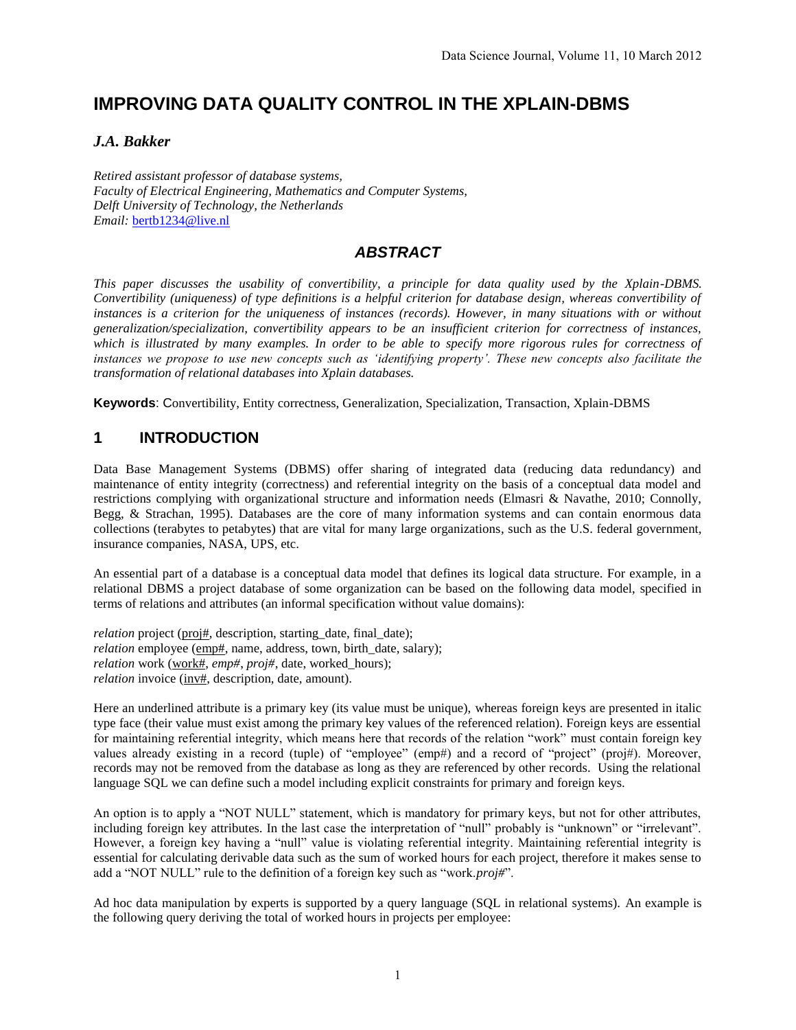# IMPROVING DATA QUALITY CONTROL IN THE XPLAIN-DBMS

***J.A. Bakker***

*Retired assistant professor of database systems,*
*Faculty of Electrical Engineering, Mathematics and Computer Systems,*
*Delft University of Technology, the Netherlands*
*Email:* bertb1234@live.nl

## *ABSTRACT*

*This paper discusses the usability of convertibility, a principle for data quality used by the Xplain-DBMS. Convertibility (uniqueness) of type definitions is a helpful criterion for database design, whereas convertibility of instances is a criterion for the uniqueness of instances (records). However, in many situations with or without generalization/specialization, convertibility appears to be an insufficient criterion for correctness of instances, which is illustrated by many examples. In order to be able to specify more rigorous rules for correctness of instances we propose to use new concepts such as 'identifying property'. These new concepts also facilitate the transformation of relational databases into Xplain databases.*

**Keywords**: Convertibility, Entity correctness, Generalization, Specialization, Transaction, Xplain-DBMS

## 1 INTRODUCTION

Data Base Management Systems (DBMS) offer sharing of integrated data (reducing data redundancy) and maintenance of entity integrity (correctness) and referential integrity on the basis of a conceptual data model and restrictions complying with organizational structure and information needs (Elmasri & Navathe, 2010; Connolly, Begg, & Strachan, 1995). Databases are the core of many information systems and can contain enormous data collections (terabytes to petabytes) that are vital for many large organizations, such as the U.S. federal government, insurance companies, NASA, UPS, etc.

An essential part of a database is a conceptual data model that defines its logical data structure. For example, in a relational DBMS a project database of some organization can be based on the following data model, specified in terms of relations and attributes (an informal specification without value domains):

*relation* project (<u>proj#</u>, description, starting_date, final_date);
*relation* employee (<u>emp#</u>, name, address, town, birth_date, salary);
*relation* work (<u>work#</u>, *emp#*, *proj#*, date, worked_hours);
*relation* invoice (<u>inv#</u>, description, date, amount).

Here an underlined attribute is a primary key (its value must be unique), whereas foreign keys are presented in italic type face (their value must exist among the primary key values of the referenced relation). Foreign keys are essential for maintaining referential integrity, which means here that records of the relation "work" must contain foreign key values already existing in a record (tuple) of "employee" (emp#) and a record of "project" (proj#). Moreover, records may not be removed from the database as long as they are referenced by other records. Using the relational language SQL we can define such a model including explicit constraints for primary and foreign keys.

An option is to apply a "NOT NULL" statement, which is mandatory for primary keys, but not for other attributes, including foreign key attributes. In the last case the interpretation of "null" probably is "unknown" or "irrelevant". However, a foreign key having a "null" value is violating referential integrity. Maintaining referential integrity is essential for calculating derivable data such as the sum of worked hours for each project, therefore it makes sense to add a "NOT NULL" rule to the definition of a foreign key such as "work.*proj#*".

Ad hoc data manipulation by experts is supported by a query language (SQL in relational systems). An example is the following query deriving the total of worked hours in projects per employee: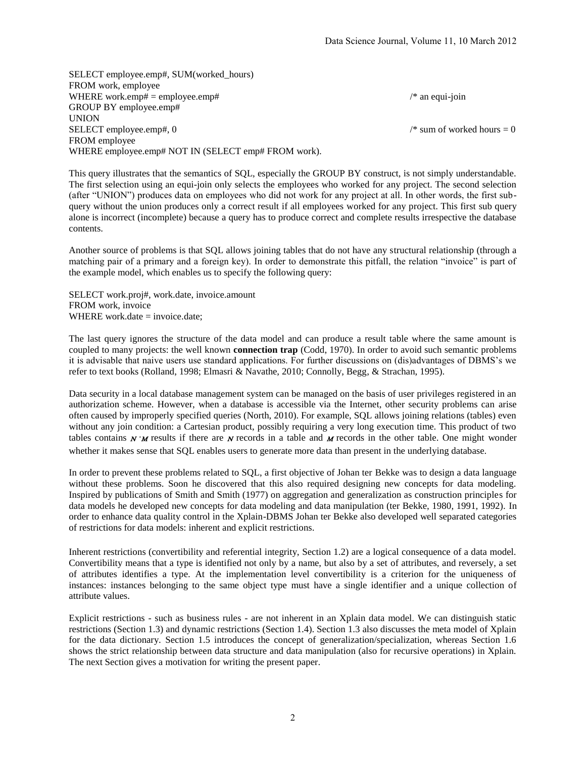```
SELECT employee.emp#, SUM(worked_hours)
FROM work, employee
WHERE work.emp# = employee.emp#                    /* an equi-join
GROUP BY employee.emp#
UNION
SELECT employee.emp#, 0                            /* sum of worked hours = 0
FROM employee
WHERE employee.emp# NOT IN (SELECT emp# FROM work).
```

This query illustrates that the semantics of SQL, especially the GROUP BY construct, is not simply understandable. The first selection using an equi-join only selects the employees who worked for any project. The second selection (after "UNION") produces data on employees who did not work for any project at all. In other words, the first sub-query without the union produces only a correct result if all employees worked for any project. This first sub query alone is incorrect (incomplete) because a query has to produce correct and complete results irrespective the database contents.

Another source of problems is that SQL allows joining tables that do not have any structural relationship (through a matching pair of a primary and a foreign key). In order to demonstrate this pitfall, the relation "invoice" is part of the example model, which enables us to specify the following query:

```
SELECT work.proj#, work.date, invoice.amount
FROM work, invoice
WHERE work.date = invoice.date;
```

The last query ignores the structure of the data model and can produce a result table where the same amount is coupled to many projects: the well known **connection trap** (Codd, 1970). In order to avoid such semantic problems it is advisable that naive users use standard applications. For further discussions on (dis)advantages of DBMS's we refer to text books (Rolland, 1998; Elmasri & Navathe, 2010; Connolly, Begg, & Strachan, 1995).

Data security in a local database management system can be managed on the basis of user privileges registered in an authorization scheme. However, when a database is accessible via the Internet, other security problems can arise often caused by improperly specified queries (North, 2010). For example, SQL allows joining relations (tables) even without any join condition: a Cartesian product, possibly requiring a very long execution time. This product of two tables contains $N * M$ results if there are $N$ records in a table and $M$ records in the other table. One might wonder whether it makes sense that SQL enables users to generate more data than present in the underlying database.

In order to prevent these problems related to SQL, a first objective of Johan ter Bekke was to design a data language without these problems. Soon he discovered that this also required designing new concepts for data modeling. Inspired by publications of Smith and Smith (1977) on aggregation and generalization as construction principles for data models he developed new concepts for data modeling and data manipulation (ter Bekke, 1980, 1991, 1992). In order to enhance data quality control in the Xplain-DBMS Johan ter Bekke also developed well separated categories of restrictions for data models: inherent and explicit restrictions.

Inherent restrictions (convertibility and referential integrity, Section 1.2) are a logical consequence of a data model. Convertibility means that a type is identified not only by a name, but also by a set of attributes, and reversely, a set of attributes identifies a type. At the implementation level convertibility is a criterion for the uniqueness of instances: instances belonging to the same object type must have a single identifier and a unique collection of attribute values.

Explicit restrictions - such as business rules - are not inherent in an Xplain data model. We can distinguish static restrictions (Section 1.3) and dynamic restrictions (Section 1.4). Section 1.3 also discusses the meta model of Xplain for the data dictionary. Section 1.5 introduces the concept of generalization/specialization, whereas Section 1.6 shows the strict relationship between data structure and data manipulation (also for recursive operations) in Xplain. The next Section gives a motivation for writing the present paper.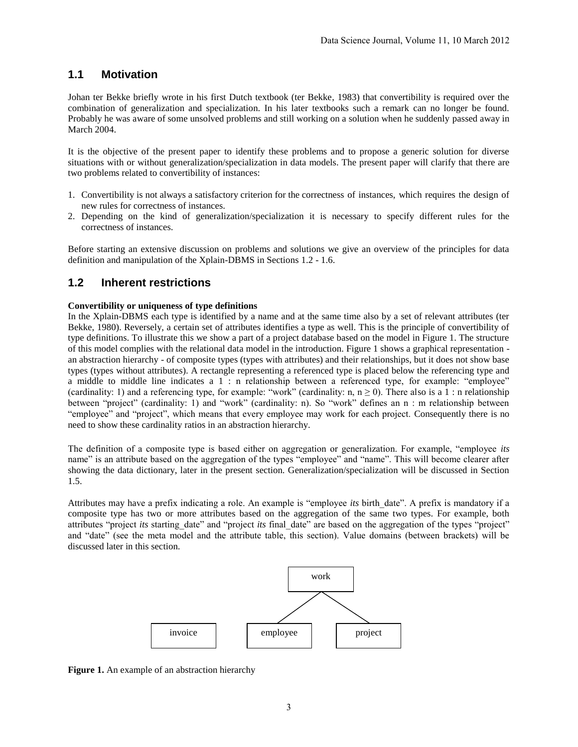## 1.1 Motivation

Johan ter Bekke briefly wrote in his first Dutch textbook (ter Bekke, 1983) that convertibility is required over the combination of generalization and specialization. In his later textbooks such a remark can no longer be found. Probably he was aware of some unsolved problems and still working on a solution when he suddenly passed away in March 2004.

It is the objective of the present paper to identify these problems and to propose a generic solution for diverse situations with or without generalization/specialization in data models. The present paper will clarify that there are two problems related to convertibility of instances:

1. Convertibility is not always a satisfactory criterion for the correctness of instances, which requires the design of new rules for correctness of instances.
2. Depending on the kind of generalization/specialization it is necessary to specify different rules for the correctness of instances.

Before starting an extensive discussion on problems and solutions we give an overview of the principles for data definition and manipulation of the Xplain-DBMS in Sections 1.2 - 1.6.

## 1.2 Inherent restrictions

**Convertibility or uniqueness of type definitions**

In the Xplain-DBMS each type is identified by a name and at the same time also by a set of relevant attributes (ter Bekke, 1980). Reversely, a certain set of attributes identifies a type as well. This is the principle of convertibility of type definitions. To illustrate this we show a part of a project database based on the model in Figure 1. The structure of this model complies with the relational data model in the introduction. Figure 1 shows a graphical representation - an abstraction hierarchy - of composite types (types with attributes) and their relationships, but it does not show base types (types without attributes). A rectangle representing a referenced type is placed below the referencing type and a middle to middle line indicates a 1 : n relationship between a referenced type, for example: "employee" (cardinality: 1) and a referencing type, for example: "work" (cardinality: n, $n \geq 0$). There also is a 1 : n relationship between "project" (cardinality: 1) and "work" (cardinality: n). So "work" defines an n : m relationship between "employee" and "project", which means that every employee may work for each project. Consequently there is no need to show these cardinality ratios in an abstraction hierarchy.

The definition of a composite type is based either on aggregation or generalization. For example, "employee *its* name" is an attribute based on the aggregation of the types "employee" and "name". This will become clearer after showing the data dictionary, later in the present section. Generalization/specialization will be discussed in Section 1.5.

Attributes may have a prefix indicating a role. An example is "employee *its* birth_date". A prefix is mandatory if a composite type has two or more attributes based on the aggregation of the same two types. For example, both attributes "project *its* starting_date" and "project *its* final_date" are based on the aggregation of the types "project" and "date" (see the meta model and the attribute table, this section). Value domains (between brackets) will be discussed later in this section.

```
                          work
                         /    \
   invoice        employee      project
```

**Figure 1.** An example of an abstraction hierarchy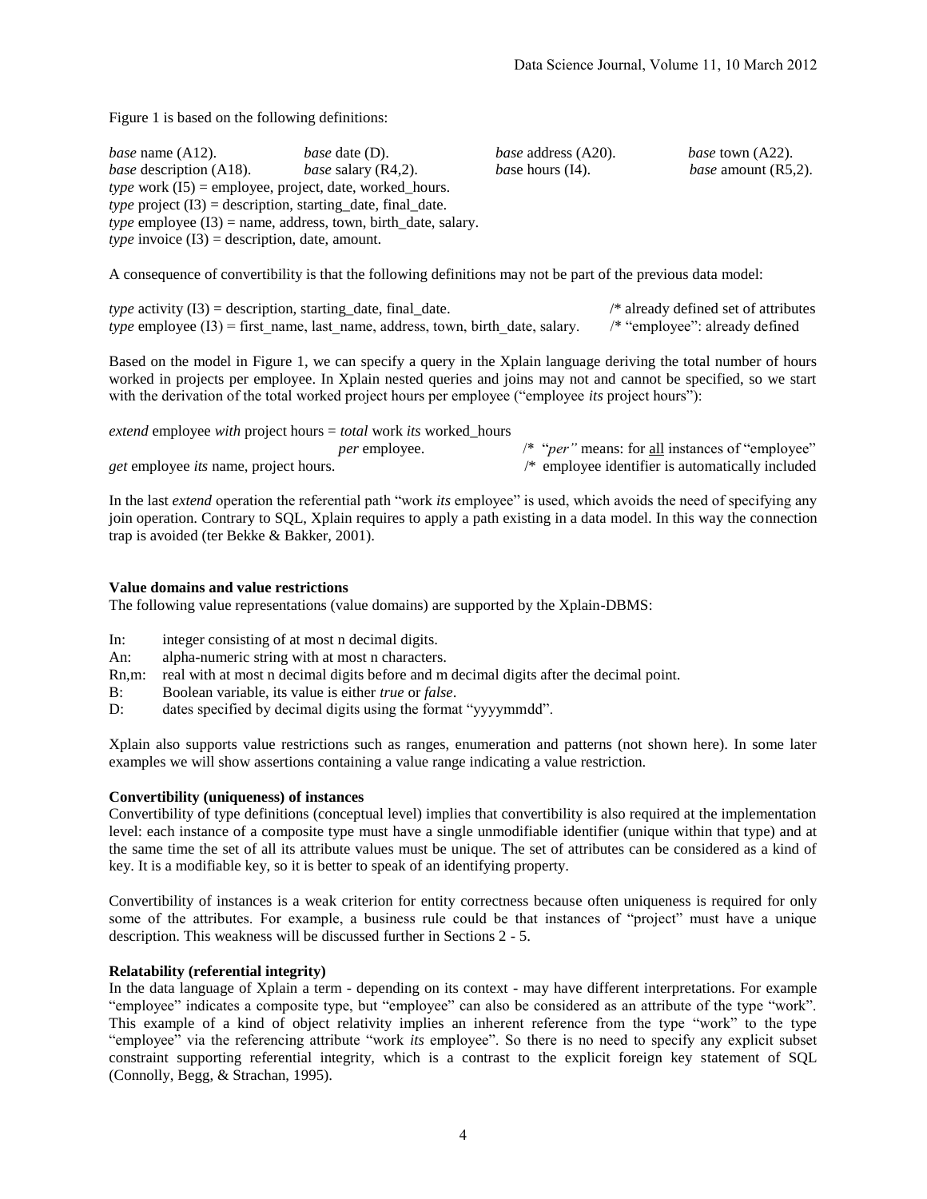Figure 1 is based on the following definitions:

*base* name (A12). *base* date (D). *base* address (A20). *base* town (A22).
*base* description (A18). *base* salary (R4,2). *base* hours (I4). *base* amount (R5,2).
*type* work (I5) = employee, project, date, worked_hours.
*type* project (I3) = description, starting_date, final_date.
*type* employee (I3) = name, address, town, birth_date, salary.
*type* invoice (I3) = description, date, amount.

A consequence of convertibility is that the following definitions may not be part of the previous data model:

*type* activity (I3) = description, starting_date, final_date. /* already defined set of attributes
*type* employee (I3) = first_name, last_name, address, town, birth_date, salary. /* "employee": already defined

Based on the model in Figure 1, we can specify a query in the Xplain language deriving the total number of hours worked in projects per employee. In Xplain nested queries and joins may not and cannot be specified, so we start with the derivation of the total worked project hours per employee ("employee *its* project hours"):

*extend* employee *with* project hours = *total* work *its* worked_hours
*per* employee. /* "*per"* means: for all instances of "employee"
*get* employee *its* name, project hours. /* employee identifier is automatically included

In the last *extend* operation the referential path "work *its* employee" is used, which avoids the need of specifying any join operation. Contrary to SQL, Xplain requires to apply a path existing in a data model. In this way the connection trap is avoided (ter Bekke & Bakker, 2001).

**Value domains and value restrictions**

The following value representations (value domains) are supported by the Xplain-DBMS:

- In: integer consisting of at most n decimal digits.
- An: alpha-numeric string with at most n characters.
- Rn,m: real with at most n decimal digits before and m decimal digits after the decimal point.
- B: Boolean variable, its value is either *true* or *false*.
- D: dates specified by decimal digits using the format "yyyymmdd".

Xplain also supports value restrictions such as ranges, enumeration and patterns (not shown here). In some later examples we will show assertions containing a value range indicating a value restriction.

**Convertibility (uniqueness) of instances**

Convertibility of type definitions (conceptual level) implies that convertibility is also required at the implementation level: each instance of a composite type must have a single unmodifiable identifier (unique within that type) and at the same time the set of all its attribute values must be unique. The set of attributes can be considered as a kind of key. It is a modifiable key, so it is better to speak of an identifying property.

Convertibility of instances is a weak criterion for entity correctness because often uniqueness is required for only some of the attributes. For example, a business rule could be that instances of "project" must have a unique description. This weakness will be discussed further in Sections 2 - 5.

**Relatability (referential integrity)**

In the data language of Xplain a term - depending on its context - may have different interpretations. For example "employee" indicates a composite type, but "employee" can also be considered as an attribute of the type "work". This example of a kind of object relativity implies an inherent reference from the type "work" to the type "employee" via the referencing attribute "work *its* employee". So there is no need to specify any explicit subset constraint supporting referential integrity, which is a contrast to the explicit foreign key statement of SQL (Connolly, Begg, & Strachan, 1995).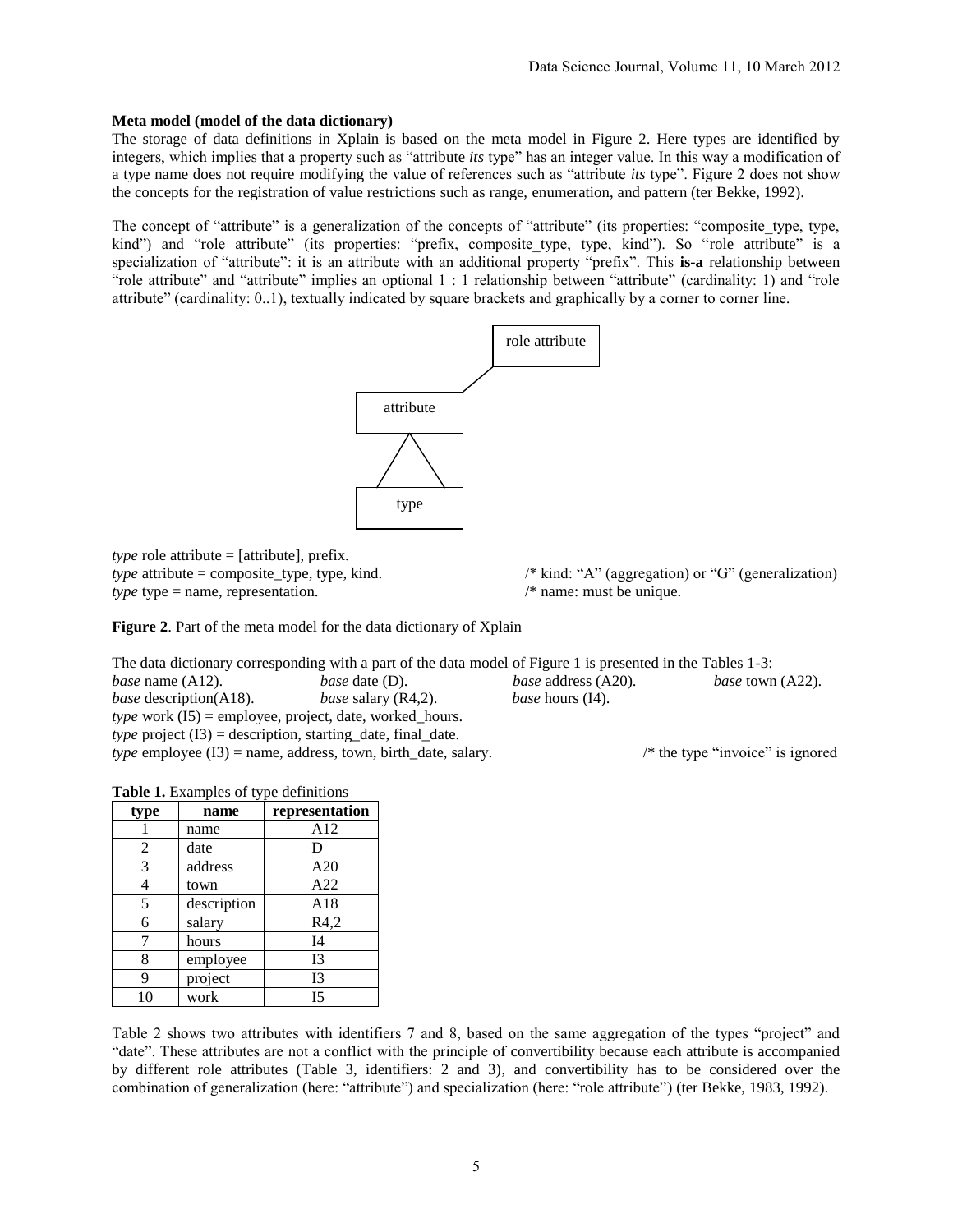**Meta model (model of the data dictionary)**

The storage of data definitions in Xplain is based on the meta model in Figure 2. Here types are identified by integers, which implies that a property such as "attribute *its* type" has an integer value. In this way a modification of a type name does not require modifying the value of references such as "attribute *its* type". Figure 2 does not show the concepts for the registration of value restrictions such as range, enumeration, and pattern (ter Bekke, 1992).

The concept of "attribute" is a generalization of the concepts of "attribute" (its properties: "composite_type, type, kind") and "role attribute" (its properties: "prefix, composite_type, type, kind"). So "role attribute" is a specialization of "attribute": it is an attribute with an additional property "prefix". This **is-a** relationship between "role attribute" and "attribute" implies an optional 1 : 1 relationship between "attribute" (cardinality: 1) and "role attribute" (cardinality: 0..1), textually indicated by square brackets and graphically by a corner to corner line.

role attribute

attribute

type

*type* role attribute = [attribute], prefix.
*type* attribute = composite_type, type, kind. /* kind: "A" (aggregation) or "G" (generalization)
*type* type = name, representation. /* name: must be unique.

**Figure 2**. Part of the meta model for the data dictionary of Xplain

The data dictionary corresponding with a part of the data model of Figure 1 is presented in the Tables 1-3:

*base* name (A12). *base* date (D). *base* address (A20). *base* town (A22).
*base* description(A18). *base* salary (R4,2). *base* hours (I4).
*type* work (I5) = employee, project, date, worked_hours.
*type* project (I3) = description, starting_date, final_date.
*type* employee (I3) = name, address, town, birth_date, salary. /* the type "invoice" is ignored

**Table 1.** Examples of type definitions

| type | name | representation |
|---|---|---|
| 1 | name | A12 |
| 2 | date | D |
| 3 | address | A20 |
| 4 | town | A22 |
| 5 | description | A18 |
| 6 | salary | R4,2 |
| 7 | hours | I4 |
| 8 | employee | I3 |
| 9 | project | I3 |
| 10 | work | I5 |

Table 2 shows two attributes with identifiers 7 and 8, based on the same aggregation of the types "project" and "date". These attributes are not a conflict with the principle of convertibility because each attribute is accompanied by different role attributes (Table 3, identifiers: 2 and 3), and convertibility has to be considered over the combination of generalization (here: "attribute") and specialization (here: "role attribute") (ter Bekke, 1983, 1992).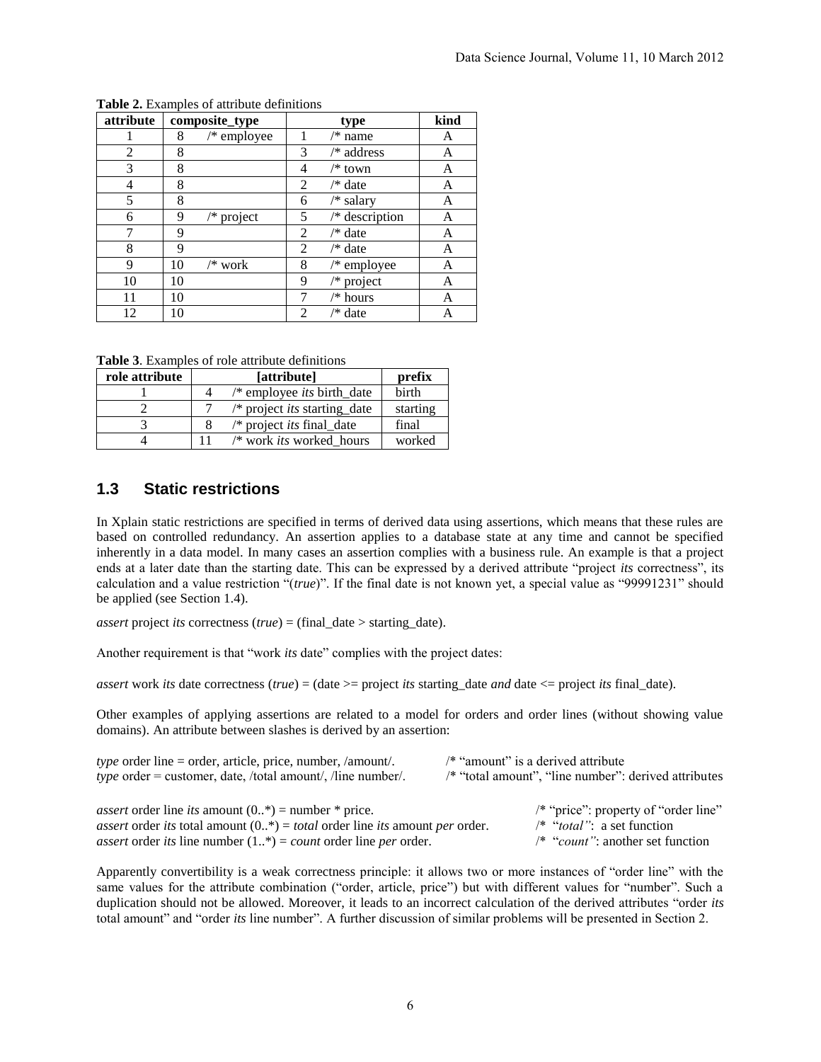**Table 2.** Examples of attribute definitions

| attribute | composite_type | type | kind |
|---|---|---|---|
| 1 | 8 /* employee | 1 /* name | A |
| 2 | 8 | 3 /* address | A |
| 3 | 8 | 4 /* town | A |
| 4 | 8 | 2 /* date | A |
| 5 | 8 | 6 /* salary | A |
| 6 | 9 /* project | 5 /* description | A |
| 7 | 9 | 2 /* date | A |
| 8 | 9 | 2 /* date | A |
| 9 | 10 /* work | 8 /* employee | A |
| 10 | 10 | 9 /* project | A |
| 11 | 10 | 7 /* hours | A |
| 12 | 10 | 2 /* date | A |

**Table 3**. Examples of role attribute definitions

| role attribute | [attribute] | prefix |
|---|---|---|
| 1 | 4 /* employee *its* birth_date | birth |
| 2 | 7 /* project *its* starting_date | starting |
| 3 | 8 /* project *its* final_date | final |
| 4 | 11 /* work *its* worked_hours | worked |

## 1.3 Static restrictions

In Xplain static restrictions are specified in terms of derived data using assertions, which means that these rules are based on controlled redundancy. An assertion applies to a database state at any time and cannot be specified inherently in a data model. In many cases an assertion complies with a business rule. An example is that a project ends at a later date than the starting date. This can be expressed by a derived attribute "project *its* correctness", its calculation and a value restriction "(*true*)". If the final date is not known yet, a special value as "99991231" should be applied (see Section 1.4).

*assert* project *its* correctness (*true*) = (final_date > starting_date).

Another requirement is that "work *its* date" complies with the project dates:

*assert* work *its* date correctness (*true*) = (date >= project *its* starting_date *and* date <= project *its* final_date).

Other examples of applying assertions are related to a model for orders and order lines (without showing value domains). An attribute between slashes is derived by an assertion:

*type* order line = order, article, price, number, /amount/. /* "amount" is a derived attribute
*type* order = customer, date, /total amount/, /line number/. /* "total amount", "line number": derived attributes

*assert* order line *its* amount (0..*) = number * price. /* "price": property of "order line"
*assert* order *its* total amount (0..*) = *total* order line *its* amount *per* order. /* "*total*": a set function
*assert* order *its* line number (1..*) = *count* order line *per* order. /* "*count*": another set function

Apparently convertibility is a weak correctness principle: it allows two or more instances of "order line" with the same values for the attribute combination ("order, article, price") but with different values for "number". Such a duplication should not be allowed. Moreover, it leads to an incorrect calculation of the derived attributes "order *its* total amount" and "order *its* line number". A further discussion of similar problems will be presented in Section 2.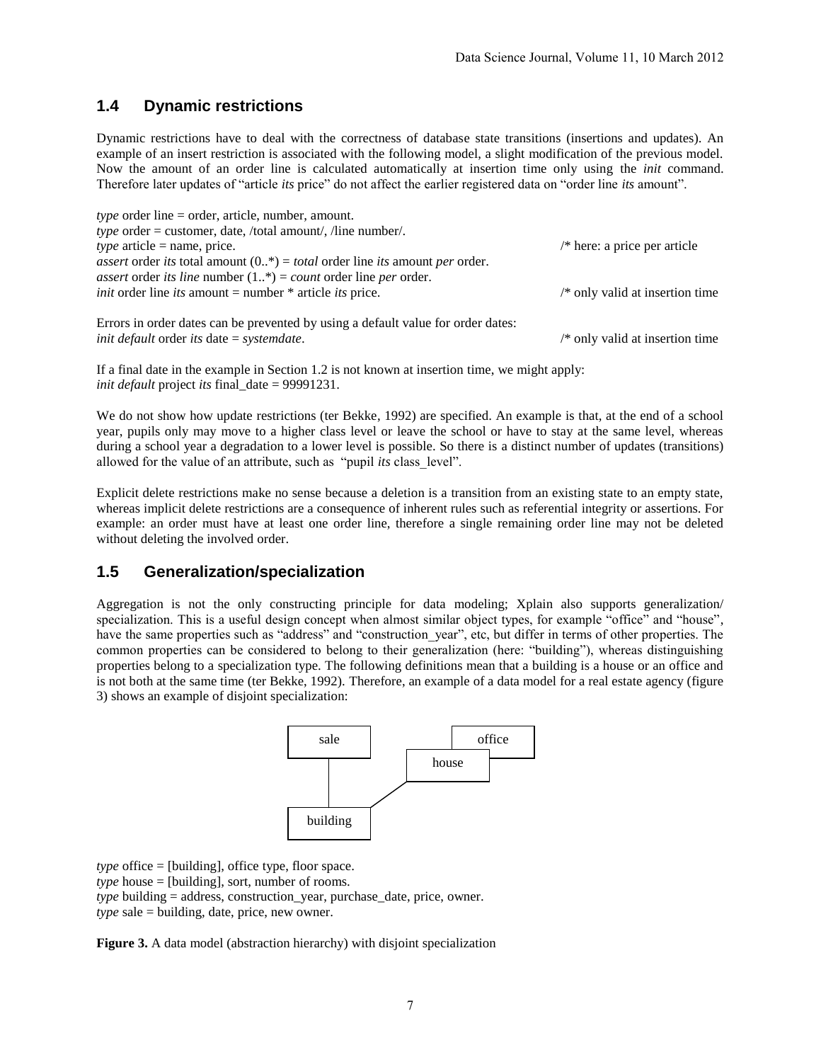## 1.4 Dynamic restrictions

Dynamic restrictions have to deal with the correctness of database state transitions (insertions and updates). An example of an insert restriction is associated with the following model, a slight modification of the previous model. Now the amount of an order line is calculated automatically at insertion time only using the *init* command. Therefore later updates of "article *its* price" do not affect the earlier registered data on "order line *its* amount".

*type* order line = order, article, number, amount.
*type* order = customer, date, /total amount/, /line number/.
*type* article = name, price. /* here: a price per article
*assert* order *its* total amount (0..*) = *total* order line *its* amount *per* order.
*assert* order *its line* number (1..*) = *count* order line *per* order.
*init* order line *its* amount = number * article *its* price. /* only valid at insertion time

Errors in order dates can be prevented by using a default value for order dates:
*init default* order *its* date = *systemdate*. /* only valid at insertion time

If a final date in the example in Section 1.2 is not known at insertion time, we might apply:
*init default* project *its* final_date = 99991231.

We do not show how update restrictions (ter Bekke, 1992) are specified. An example is that, at the end of a school year, pupils only may move to a higher class level or leave the school or have to stay at the same level, whereas during a school year a degradation to a lower level is possible. So there is a distinct number of updates (transitions) allowed for the value of an attribute, such as "pupil *its* class_level".

Explicit delete restrictions make no sense because a deletion is a transition from an existing state to an empty state, whereas implicit delete restrictions are a consequence of inherent rules such as referential integrity or assertions. For example: an order must have at least one order line, therefore a single remaining order line may not be deleted without deleting the involved order.

## 1.5 Generalization/specialization

Aggregation is not the only constructing principle for data modeling; Xplain also supports generalization/ specialization. This is a useful design concept when almost similar object types, for example "office" and "house", have the same properties such as "address" and "construction_year", etc, but differ in terms of other properties. The common properties can be considered to belong to their generalization (here: "building"), whereas distinguishing properties belong to a specialization type. The following definitions mean that a building is a house or an office and is not both at the same time (ter Bekke, 1992). Therefore, an example of a data model for a real estate agency (figure 3) shows an example of disjoint specialization:

*type* office = [building], office type, floor space.
*type* house = [building], sort, number of rooms.
*type* building = address, construction_year, purchase_date, price, owner.
*type* sale = building, date, price, new owner.

**Figure 3.** A data model (abstraction hierarchy) with disjoint specialization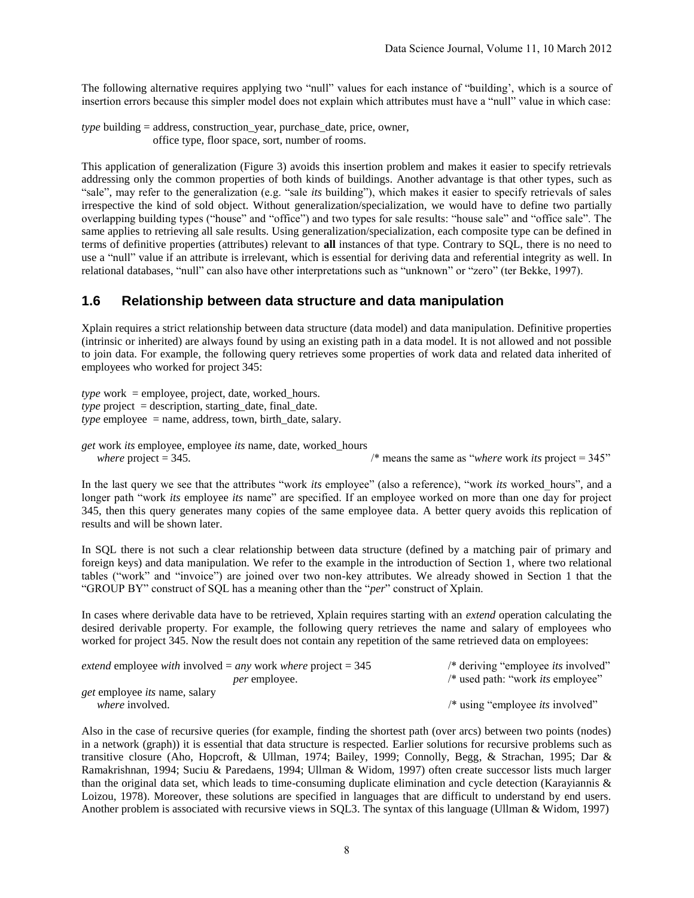The following alternative requires applying two "null" values for each instance of "building', which is a source of insertion errors because this simpler model does not explain which attributes must have a "null" value in which case:

*type* building = address, construction_year, purchase_date, price, owner,
office type, floor space, sort, number of rooms.

This application of generalization (Figure 3) avoids this insertion problem and makes it easier to specify retrievals addressing only the common properties of both kinds of buildings. Another advantage is that other types, such as "sale", may refer to the generalization (e.g. "sale *its* building"), which makes it easier to specify retrievals of sales irrespective the kind of sold object. Without generalization/specialization, we would have to define two partially overlapping building types ("house" and "office") and two types for sale results: "house sale" and "office sale". The same applies to retrieving all sale results. Using generalization/specialization, each composite type can be defined in terms of definitive properties (attributes) relevant to **all** instances of that type. Contrary to SQL, there is no need to use a "null" value if an attribute is irrelevant, which is essential for deriving data and referential integrity as well. In relational databases, "null" can also have other interpretations such as "unknown" or "zero" (ter Bekke, 1997).

## 1.6 Relationship between data structure and data manipulation

Xplain requires a strict relationship between data structure (data model) and data manipulation. Definitive properties (intrinsic or inherited) are always found by using an existing path in a data model. It is not allowed and not possible to join data. For example, the following query retrieves some properties of work data and related data inherited of employees who worked for project 345:

*type* work = employee, project, date, worked_hours.
*type* project = description, starting_date, final_date.
*type* employee = name, address, town, birth_date, salary.

*get* work *its* employee, employee *its* name, date, worked_hours
*where* project = 345. /* means the same as "*where* work *its* project = 345"

In the last query we see that the attributes "work *its* employee" (also a reference), "work *its* worked_hours", and a longer path "work *its* employee *its* name" are specified. If an employee worked on more than one day for project 345, then this query generates many copies of the same employee data. A better query avoids this replication of results and will be shown later.

In SQL there is not such a clear relationship between data structure (defined by a matching pair of primary and foreign keys) and data manipulation. We refer to the example in the introduction of Section 1, where two relational tables ("work" and "invoice") are joined over two non-key attributes. We already showed in Section 1 that the "GROUP BY" construct of SQL has a meaning other than the "*per*" construct of Xplain.

In cases where derivable data have to be retrieved, Xplain requires starting with an *extend* operation calculating the desired derivable property. For example, the following query retrieves the name and salary of employees who worked for project 345. Now the result does not contain any repetition of the same retrieved data on employees:

*extend* employee *with* involved = *any* work *where* project = 345 /* deriving "employee *its* involved"
*per* employee. /* used path: "work *its* employee"
*get* employee *its* name, salary
*where* involved. /* using "employee *its* involved"

Also in the case of recursive queries (for example, finding the shortest path (over arcs) between two points (nodes) in a network (graph)) it is essential that data structure is respected. Earlier solutions for recursive problems such as transitive closure (Aho, Hopcroft, & Ullman, 1974; Bailey, 1999; Connolly, Begg, & Strachan, 1995; Dar & Ramakrishnan, 1994; Suciu & Paredaens, 1994; Ullman & Widom, 1997) often create successor lists much larger than the original data set, which leads to time-consuming duplicate elimination and cycle detection (Karayiannis & Loizou, 1978). Moreover, these solutions are specified in languages that are difficult to understand by end users. Another problem is associated with recursive views in SQL3. The syntax of this language (Ullman & Widom, 1997)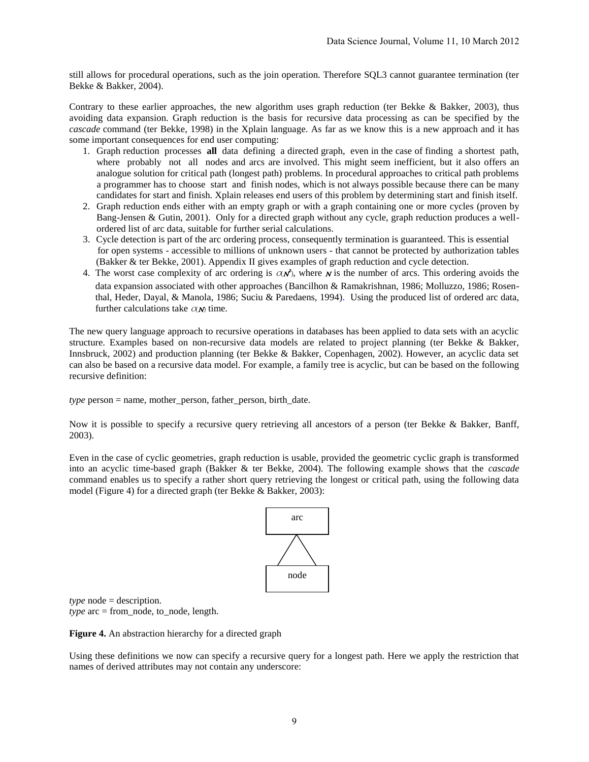still allows for procedural operations, such as the join operation. Therefore SQL3 cannot guarantee termination (ter Bekke & Bakker, 2004).

Contrary to these earlier approaches, the new algorithm uses graph reduction (ter Bekke & Bakker, 2003), thus avoiding data expansion. Graph reduction is the basis for recursive data processing as can be specified by the *cascade* command (ter Bekke, 1998) in the Xplain language. As far as we know this is a new approach and it has some important consequences for end user computing:

1. Graph reduction processes **all** data defining a directed graph, even in the case of finding a shortest path, where probably not all nodes and arcs are involved. This might seem inefficient, but it also offers an analogue solution for critical path (longest path) problems. In procedural approaches to critical path problems a programmer has to choose start and finish nodes, which is not always possible because there can be many candidates for start and finish. Xplain releases end users of this problem by determining start and finish itself.
2. Graph reduction ends either with an empty graph or with a graph containing one or more cycles (proven by Bang-Jensen & Gutin, 2001). Only for a directed graph without any cycle, graph reduction produces a well-ordered list of arc data, suitable for further serial calculations.
3. Cycle detection is part of the arc ordering process, consequently termination is guaranteed. This is essential for open systems - accessible to millions of unknown users - that cannot be protected by authorization tables (Bakker & ter Bekke, 2001). Appendix II gives examples of graph reduction and cycle detection.
4. The worst case complexity of arc ordering is $O(N^2)$, where $N$ is the number of arcs. This ordering avoids the data expansion associated with other approaches (Bancilhon & Ramakrishnan, 1986; Molluzzo, 1986; Rosenthal, Heder, Dayal, & Manola, 1986; Suciu & Paredaens, 1994). Using the produced list of ordered arc data, further calculations take $O(N)$ time.

The new query language approach to recursive operations in databases has been applied to data sets with an acyclic structure. Examples based on non-recursive data models are related to project planning (ter Bekke & Bakker, Innsbruck, 2002) and production planning (ter Bekke & Bakker, Copenhagen, 2002). However, an acyclic data set can also be based on a recursive data model. For example, a family tree is acyclic, but can be based on the following recursive definition:

*type* person = name, mother_person, father_person, birth_date.

Now it is possible to specify a recursive query retrieving all ancestors of a person (ter Bekke & Bakker, Banff, 2003).

Even in the case of cyclic geometries, graph reduction is usable, provided the geometric cyclic graph is transformed into an acyclic time-based graph (Bakker & ter Bekke, 2004). The following example shows that the *cascade* command enables us to specify a rather short query retrieving the longest or critical path, using the following data model (Figure 4) for a directed graph (ter Bekke & Bakker, 2003):

arc

node

*type* node = description.
*type* arc = from_node, to_node, length.

**Figure 4.** An abstraction hierarchy for a directed graph

Using these definitions we now can specify a recursive query for a longest path. Here we apply the restriction that names of derived attributes may not contain any underscore: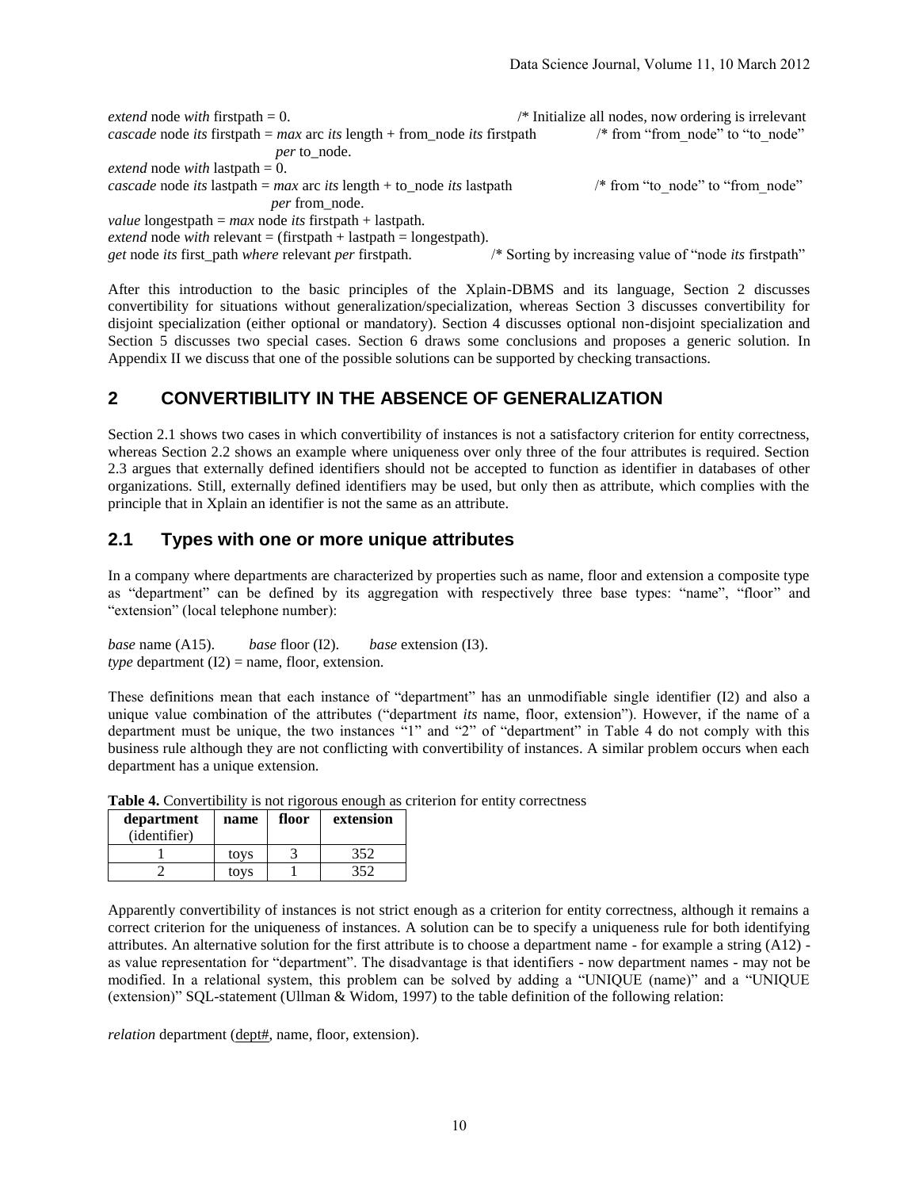*extend* node *with* firstpath = 0. /* Initialize all nodes, now ordering is irrelevant
*cascade* node *its* firstpath = *max* arc *its* length + from_node *its* firstpath /* from "from_node" to "to_node"
*per* to_node.
*extend* node *with* lastpath = 0.
*cascade* node *its* lastpath = *max* arc *its* length + to_node *its* lastpath /* from "to_node" to "from_node"
*per* from_node.
*value* longestpath = *max* node *its* firstpath + lastpath.
*extend* node *with* relevant = (firstpath + lastpath = longestpath).
*get* node *its* first_path *where* relevant *per* firstpath. /* Sorting by increasing value of "node *its* firstpath"

After this introduction to the basic principles of the Xplain-DBMS and its language, Section 2 discusses convertibility for situations without generalization/specialization, whereas Section 3 discusses convertibility for disjoint specialization (either optional or mandatory). Section 4 discusses optional non-disjoint specialization and Section 5 discusses two special cases. Section 6 draws some conclusions and proposes a generic solution. In Appendix II we discuss that one of the possible solutions can be supported by checking transactions.

## 2 CONVERTIBILITY IN THE ABSENCE OF GENERALIZATION

Section 2.1 shows two cases in which convertibility of instances is not a satisfactory criterion for entity correctness, whereas Section 2.2 shows an example where uniqueness over only three of the four attributes is required. Section 2.3 argues that externally defined identifiers should not be accepted to function as identifier in databases of other organizations. Still, externally defined identifiers may be used, but only then as attribute, which complies with the principle that in Xplain an identifier is not the same as an attribute.

### 2.1 Types with one or more unique attributes

In a company where departments are characterized by properties such as name, floor and extension a composite type as "department" can be defined by its aggregation with respectively three base types: "name", "floor" and "extension" (local telephone number):

*base* name (A15). *base* floor (I2). *base* extension (I3).
*type* department (I2) = name, floor, extension.

These definitions mean that each instance of "department" has an unmodifiable single identifier (I2) and also a unique value combination of the attributes ("department *its* name, floor, extension"). However, if the name of a department must be unique, the two instances "1" and "2" of "department" in Table 4 do not comply with this business rule although they are not conflicting with convertibility of instances. A similar problem occurs when each department has a unique extension.

**Table 4.** Convertibility is not rigorous enough as criterion for entity correctness

| department (identifier) | name | floor | extension |
|---|---|---|---|
| 1 | toys | 3 | 352 |
| 2 | toys | 1 | 352 |

Apparently convertibility of instances is not strict enough as a criterion for entity correctness, although it remains a correct criterion for the uniqueness of instances. A solution can be to specify a uniqueness rule for both identifying attributes. An alternative solution for the first attribute is to choose a department name - for example a string (A12) - as value representation for "department". The disadvantage is that identifiers - now department names - may not be modified. In a relational system, this problem can be solved by adding a "UNIQUE (name)" and a "UNIQUE (extension)" SQL-statement (Ullman & Widom, 1997) to the table definition of the following relation:

*relation* department (<u>dept#</u>, name, floor, extension).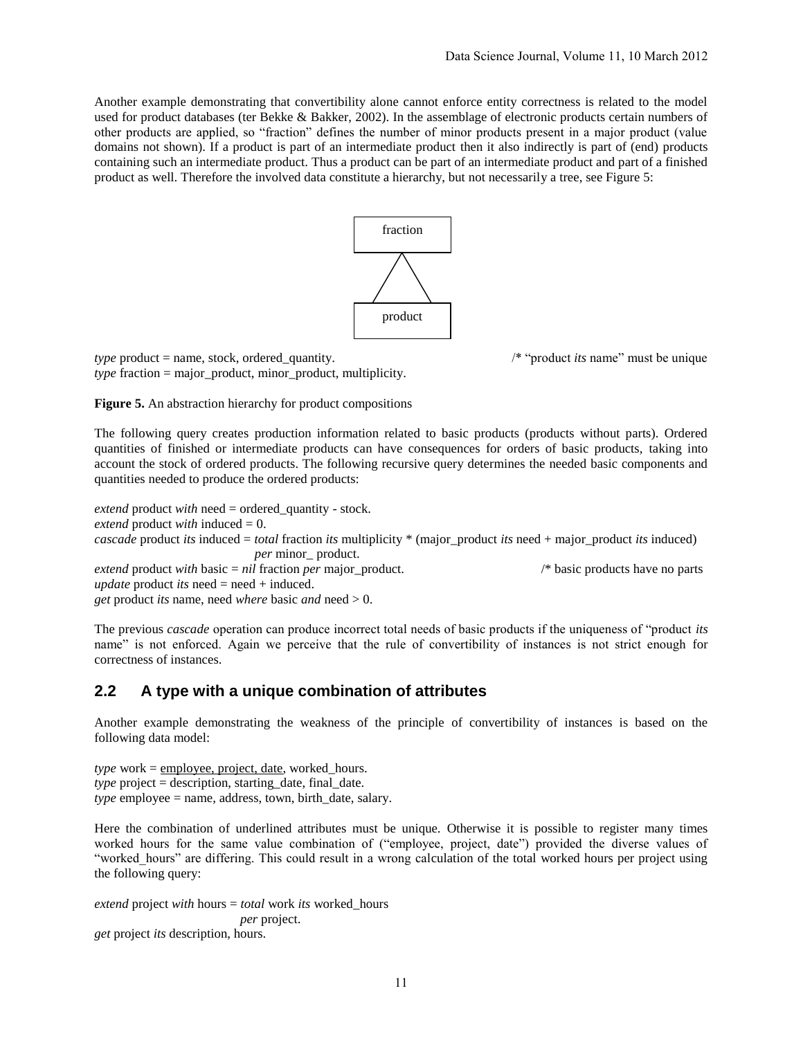Another example demonstrating that convertibility alone cannot enforce entity correctness is related to the model used for product databases (ter Bekke & Bakker, 2002). In the assemblage of electronic products certain numbers of other products are applied, so "fraction" defines the number of minor products present in a major product (value domains not shown). If a product is part of an intermediate product then it also indirectly is part of (end) products containing such an intermediate product. Thus a product can be part of an intermediate product and part of a finished product as well. Therefore the involved data constitute a hierarchy, but not necessarily a tree, see Figure 5:

fraction

product

*type* product = name, stock, ordered_quantity. /* "product *its* name" must be unique
*type* fraction = major_product, minor_product, multiplicity.

**Figure 5.** An abstraction hierarchy for product compositions

The following query creates production information related to basic products (products without parts). Ordered quantities of finished or intermediate products can have consequences for orders of basic products, taking into account the stock of ordered products. The following recursive query determines the needed basic components and quantities needed to produce the ordered products:

*extend* product *with* need = ordered_quantity - stock.
*extend* product *with* induced = 0.
*cascade* product *its* induced = *total* fraction *its* multiplicity * (major_product *its* need + major_product *its* induced)
*per* minor_ product.
*extend* product *with* basic = *nil* fraction *per* major_product. /* basic products have no parts
*update* product *its* need = need + induced.
*get* product *its* name, need *where* basic *and* need > 0.

The previous *cascade* operation can produce incorrect total needs of basic products if the uniqueness of "product *its* name" is not enforced. Again we perceive that the rule of convertibility of instances is not strict enough for correctness of instances.

## 2.2 A type with a unique combination of attributes

Another example demonstrating the weakness of the principle of convertibility of instances is based on the following data model:

*type* work = <u>employee, project, date</u>, worked_hours.
*type* project = description, starting_date, final_date.
*type* employee = name, address, town, birth_date, salary.

Here the combination of underlined attributes must be unique. Otherwise it is possible to register many times worked hours for the same value combination of ("employee, project, date") provided the diverse values of "worked_hours" are differing. This could result in a wrong calculation of the total worked hours per project using the following query:

*extend* project *with* hours = *total* work *its* worked_hours
*per* project.
*get* project *its* description, hours.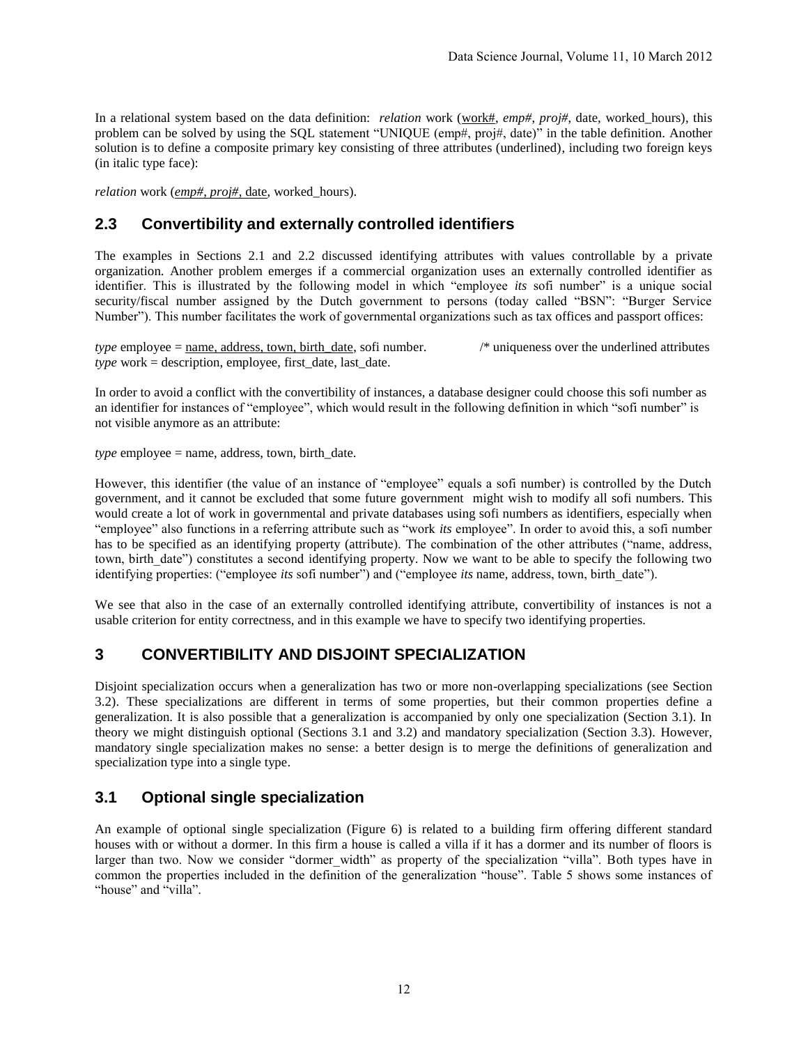In a relational system based on the data definition: *relation* work (<u>work#</u>, *emp#*, *proj#*, date, worked_hours), this problem can be solved by using the SQL statement "UNIQUE (emp#, proj#, date)" in the table definition. Another solution is to define a composite primary key consisting of three attributes (underlined), including two foreign keys (in italic type face):

*relation* work (<u>*emp#*, *proj#*, date</u>, worked_hours).

## 2.3 Convertibility and externally controlled identifiers

The examples in Sections 2.1 and 2.2 discussed identifying attributes with values controllable by a private organization. Another problem emerges if a commercial organization uses an externally controlled identifier as identifier. This is illustrated by the following model in which "employee *its* sofi number" is a unique social security/fiscal number assigned by the Dutch government to persons (today called "BSN": "Burger Service Number"). This number facilitates the work of governmental organizations such as tax offices and passport offices:

*type* employee = <u>name, address, town, birth_date</u>, sofi number. /* uniqueness over the underlined attributes
*type* work = description, employee, first_date, last_date.

In order to avoid a conflict with the convertibility of instances, a database designer could choose this sofi number as an identifier for instances of "employee", which would result in the following definition in which "sofi number" is not visible anymore as an attribute:

*type* employee = name, address, town, birth_date.

However, this identifier (the value of an instance of "employee" equals a sofi number) is controlled by the Dutch government, and it cannot be excluded that some future government might wish to modify all sofi numbers. This would create a lot of work in governmental and private databases using sofi numbers as identifiers, especially when "employee" also functions in a referring attribute such as "work *its* employee". In order to avoid this, a sofi number has to be specified as an identifying property (attribute). The combination of the other attributes ("name, address, town, birth_date") constitutes a second identifying property. Now we want to be able to specify the following two identifying properties: ("employee *its* sofi number") and ("employee *its* name, address, town, birth_date").

We see that also in the case of an externally controlled identifying attribute, convertibility of instances is not a usable criterion for entity correctness, and in this example we have to specify two identifying properties.

# 3 CONVERTIBILITY AND DISJOINT SPECIALIZATION

Disjoint specialization occurs when a generalization has two or more non-overlapping specializations (see Section 3.2). These specializations are different in terms of some properties, but their common properties define a generalization. It is also possible that a generalization is accompanied by only one specialization (Section 3.1). In theory we might distinguish optional (Sections 3.1 and 3.2) and mandatory specialization (Section 3.3). However, mandatory single specialization makes no sense: a better design is to merge the definitions of generalization and specialization type into a single type.

## 3.1 Optional single specialization

An example of optional single specialization (Figure 6) is related to a building firm offering different standard houses with or without a dormer. In this firm a house is called a villa if it has a dormer and its number of floors is larger than two. Now we consider "dormer_width" as property of the specialization "villa". Both types have in common the properties included in the definition of the generalization "house". Table 5 shows some instances of "house" and "villa".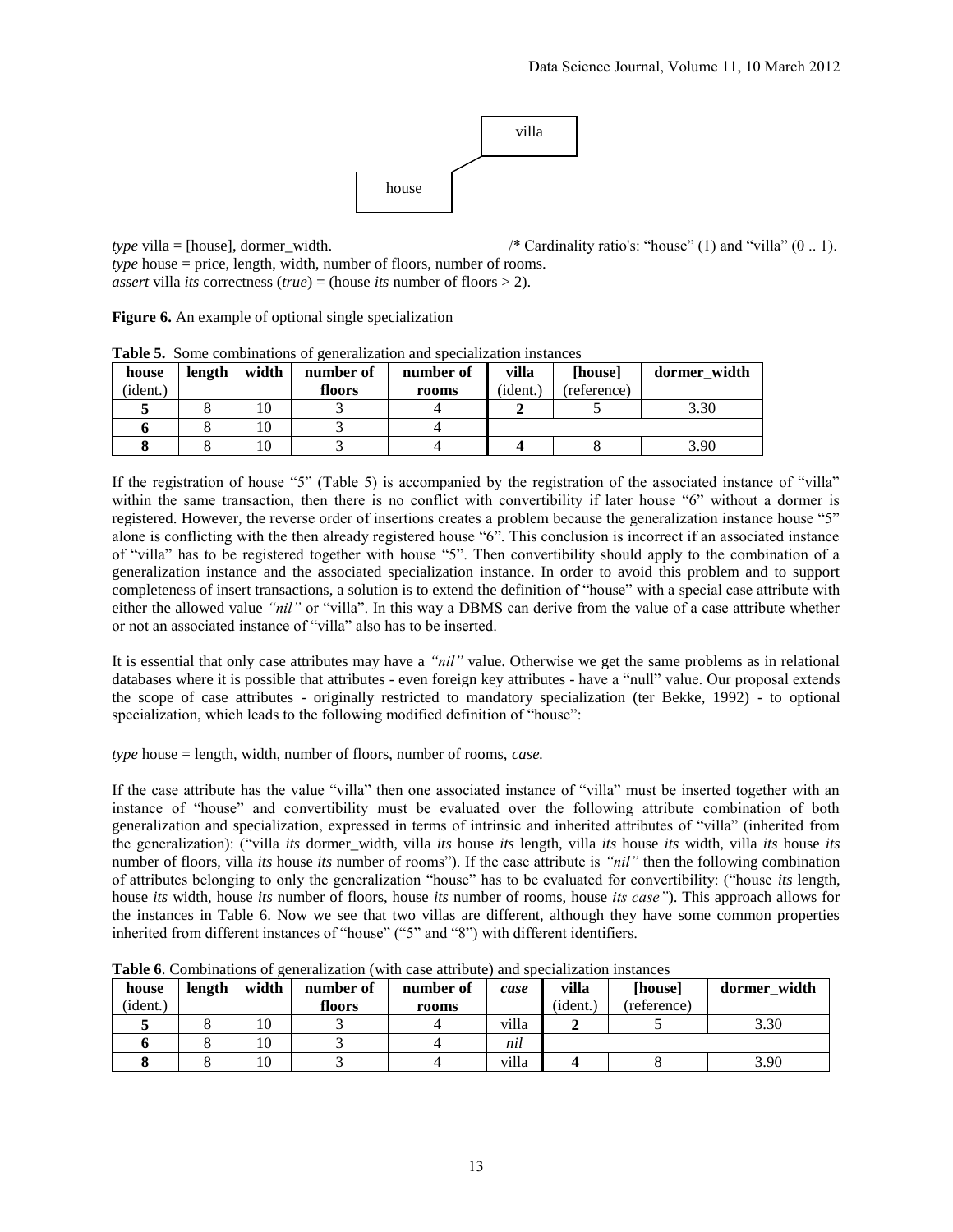villa

house

*type* villa = [house], dormer_width. /* Cardinality ratio's: "house" (1) and "villa" (0 .. 1).
*type* house = price, length, width, number of floors, number of rooms.
*assert* villa *its* correctness (*true*) = (house *its* number of floors > 2).

**Figure 6.** An example of optional single specialization

**Table 5.** Some combinations of generalization and specialization instances

| house (ident.) | length | width | number of floors | number of rooms | villa (ident.) | [house] (reference) | dormer_width |
|---|---|---|---|---|---|---|---|
| **5** | 8 | 10 | 3 | 4 | **2** | 5 | 3.30 |
| **6** | 8 | 10 | 3 | 4 | | | |
| **8** | 8 | 10 | 3 | 4 | **4** | 8 | 3.90 |

If the registration of house "5" (Table 5) is accompanied by the registration of the associated instance of "villa" within the same transaction, then there is no conflict with convertibility if later house "6" without a dormer is registered. However, the reverse order of insertions creates a problem because the generalization instance house "5" alone is conflicting with the then already registered house "6". This conclusion is incorrect if an associated instance of "villa" has to be registered together with house "5". Then convertibility should apply to the combination of a generalization instance and the associated specialization instance. In order to avoid this problem and to support completeness of insert transactions, a solution is to extend the definition of "house" with a special case attribute with either the allowed value *"nil"* or "villa". In this way a DBMS can derive from the value of a case attribute whether or not an associated instance of "villa" also has to be inserted.

It is essential that only case attributes may have a *"nil"* value. Otherwise we get the same problems as in relational databases where it is possible that attributes - even foreign key attributes - have a "null" value. Our proposal extends the scope of case attributes - originally restricted to mandatory specialization (ter Bekke, 1992) - to optional specialization, which leads to the following modified definition of "house":

*type* house = length, width, number of floors, number of rooms, *case.*

If the case attribute has the value "villa" then one associated instance of "villa" must be inserted together with an instance of "house" and convertibility must be evaluated over the following attribute combination of both generalization and specialization, expressed in terms of intrinsic and inherited attributes of "villa" (inherited from the generalization): ("villa *its* dormer_width, villa *its* house *its* length, villa *its* house *its* width, villa *its* house *its* number of floors, villa *its* house *its* number of rooms"). If the case attribute is *"nil"* then the following combination of attributes belonging to only the generalization "house" has to be evaluated for convertibility: ("house *its* length, house *its* width, house *its* number of floors, house *its* number of rooms, house *its case"*). This approach allows for the instances in Table 6. Now we see that two villas are different, although they have some common properties inherited from different instances of "house" ("5" and "8") with different identifiers.

**Table 6**. Combinations of generalization (with case attribute) and specialization instances

| house (ident.) | length | width | number of floors | number of rooms | *case* | villa (ident.) | [house] (reference) | dormer_width |
|---|---|---|---|---|---|---|---|---|
| **5** | 8 | 10 | 3 | 4 | villa | **2** | 5 | 3.30 |
| **6** | 8 | 10 | 3 | 4 | *nil* | | | |
| **8** | 8 | 10 | 3 | 4 | villa | **4** | 8 | 3.90 |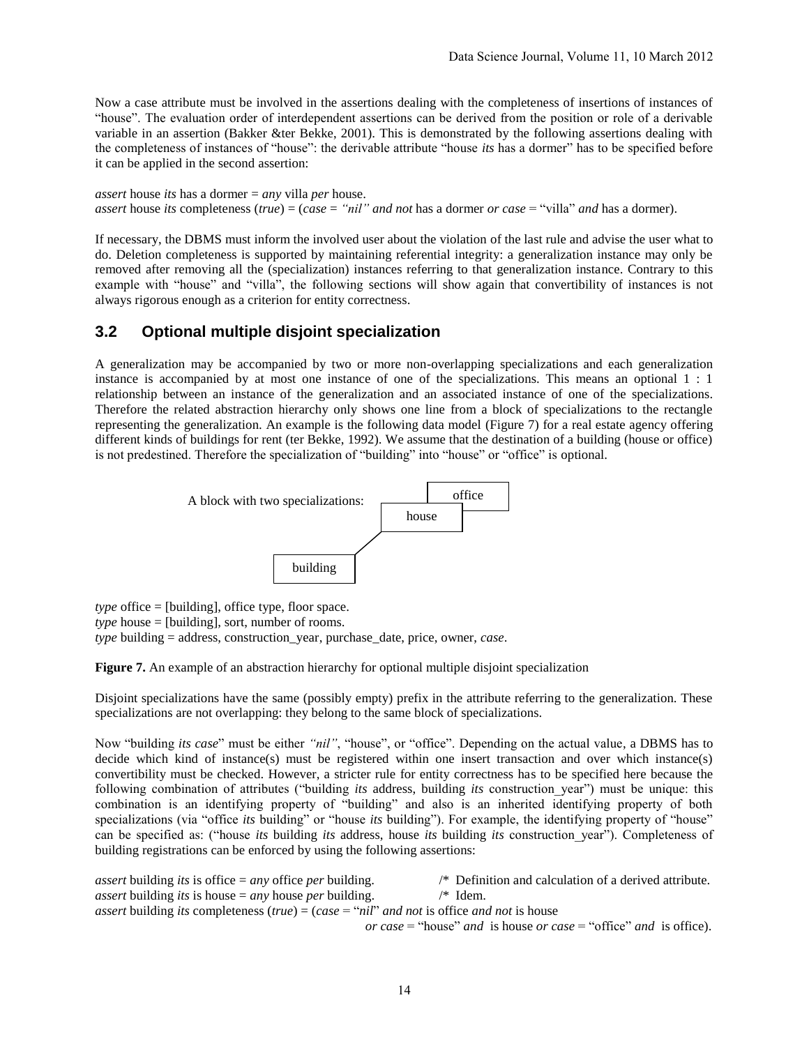Now a case attribute must be involved in the assertions dealing with the completeness of insertions of instances of "house". The evaluation order of interdependent assertions can be derived from the position or role of a derivable variable in an assertion (Bakker &ter Bekke, 2001). This is demonstrated by the following assertions dealing with the completeness of instances of "house": the derivable attribute "house *its* has a dormer" has to be specified before it can be applied in the second assertion:

*assert* house *its* has a dormer = *any* villa *per* house.
*assert* house *its* completeness (*true*) = (*case* = *"nil" and not* has a dormer *or case* = "villa" *and* has a dormer).

If necessary, the DBMS must inform the involved user about the violation of the last rule and advise the user what to do. Deletion completeness is supported by maintaining referential integrity: a generalization instance may only be removed after removing all the (specialization) instances referring to that generalization instance. Contrary to this example with "house" and "villa", the following sections will show again that convertibility of instances is not always rigorous enough as a criterion for entity correctness.

## 3.2 Optional multiple disjoint specialization

A generalization may be accompanied by two or more non-overlapping specializations and each generalization instance is accompanied by at most one instance of one of the specializations. This means an optional 1 : 1 relationship between an instance of the generalization and an associated instance of one of the specializations. Therefore the related abstraction hierarchy only shows one line from a block of specializations to the rectangle representing the generalization. An example is the following data model (Figure 7) for a real estate agency offering different kinds of buildings for rent (ter Bekke, 1992). We assume that the destination of a building (house or office) is not predestined. Therefore the specialization of "building" into "house" or "office" is optional.

A block with two specializations: office house building

*type* office = [building], office type, floor space.
*type* house = [building], sort, number of rooms.
*type* building = address, construction_year, purchase_date, price, owner, *case*.

**Figure 7.** An example of an abstraction hierarchy for optional multiple disjoint specialization

Disjoint specializations have the same (possibly empty) prefix in the attribute referring to the generalization. These specializations are not overlapping: they belong to the same block of specializations.

Now "building *its case*" must be either *"nil"*, "house", or "office". Depending on the actual value, a DBMS has to decide which kind of instance(s) must be registered within one insert transaction and over which instance(s) convertibility must be checked. However, a stricter rule for entity correctness has to be specified here because the following combination of attributes ("building *its* address, building *its* construction_year") must be unique: this combination is an identifying property of "building" and also is an inherited identifying property of both specializations (via "office *its* building" or "house *its* building"). For example, the identifying property of "house" can be specified as: ("house *its* building *its* address, house *its* building *its* construction_year"). Completeness of building registrations can be enforced by using the following assertions:

*assert* building *its* is office = *any* office *per* building. /* Definition and calculation of a derived attribute.
*assert* building *its* is house = *any* house *per* building. /* Idem.
*assert* building *its* completeness (*true*) = (*case* = "*nil*" *and not* is office *and not* is house
*or case* = "house" *and* is house *or case* = "office" *and* is office).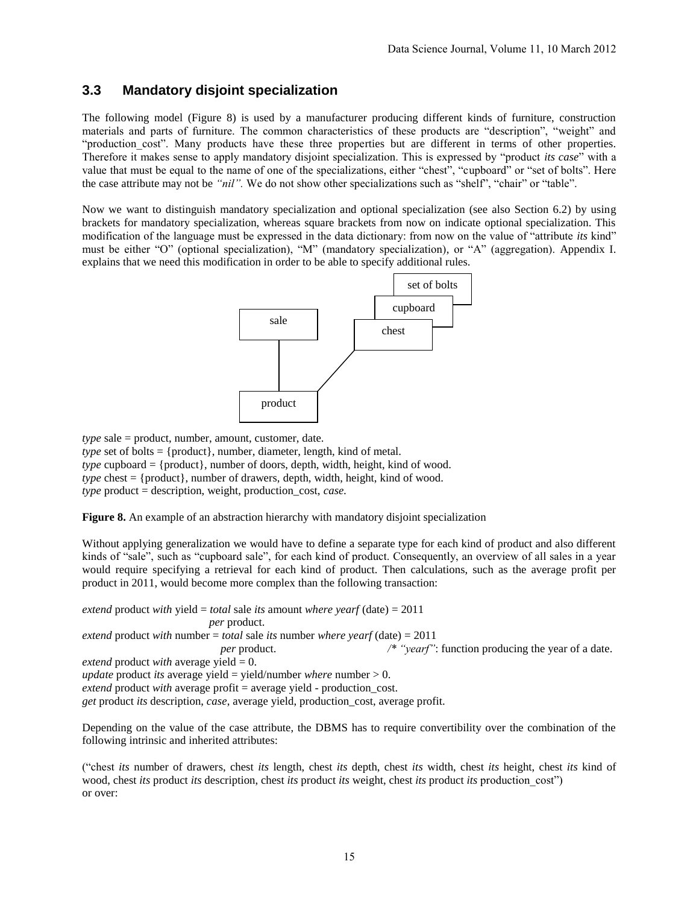## 3.3 Mandatory disjoint specialization

The following model (Figure 8) is used by a manufacturer producing different kinds of furniture, construction materials and parts of furniture. The common characteristics of these products are "description", "weight" and "production_cost". Many products have these three properties but are different in terms of other properties. Therefore it makes sense to apply mandatory disjoint specialization. This is expressed by "product *its case*" with a value that must be equal to the name of one of the specializations, either "chest", "cupboard" or "set of bolts". Here the case attribute may not be *"nil".* We do not show other specializations such as "shelf", "chair" or "table".

Now we want to distinguish mandatory specialization and optional specialization (see also Section 6.2) by using brackets for mandatory specialization, whereas square brackets from now on indicate optional specialization. This modification of the language must be expressed in the data dictionary: from now on the value of "attribute *its* kind" must be either "O" (optional specialization), "M" (mandatory specialization), or "A" (aggregation). Appendix I. explains that we need this modification in order to be able to specify additional rules.

*type* sale = product, number, amount, customer, date.
*type* set of bolts = {product}, number, diameter, length, kind of metal.
*type* cupboard = {product}, number of doors, depth, width, height, kind of wood.
*type* chest = {product}, number of drawers, depth, width, height, kind of wood.
*type* product = description, weight, production_cost, *case.*

**Figure 8.** An example of an abstraction hierarchy with mandatory disjoint specialization

Without applying generalization we would have to define a separate type for each kind of product and also different kinds of "sale", such as "cupboard sale", for each kind of product. Consequently, an overview of all sales in a year would require specifying a retrieval for each kind of product. Then calculations, such as the average profit per product in 2011, would become more complex than the following transaction:

*extend* product *with* yield = *total* sale *its* amount *where yearf* (date) = 2011
*per* product.
*extend* product *with* number = *total* sale *its* number *where yearf* (date) = 2011
*per* product. /* *"yearf"*: function producing the year of a date.
*extend* product *with* average yield = 0.
*update* product *its* average yield = yield/number *where* number > 0.
*extend* product *with* average profit = average yield - production_cost.
*get* product *its* description, *case*, average yield, production_cost, average profit.

Depending on the value of the case attribute, the DBMS has to require convertibility over the combination of the following intrinsic and inherited attributes:

("chest *its* number of drawers, chest *its* length, chest *its* depth, chest *its* width, chest *its* height, chest *its* kind of wood, chest *its* product *its* description, chest *its* product *its* weight, chest *its* product *its* production_cost")
or over: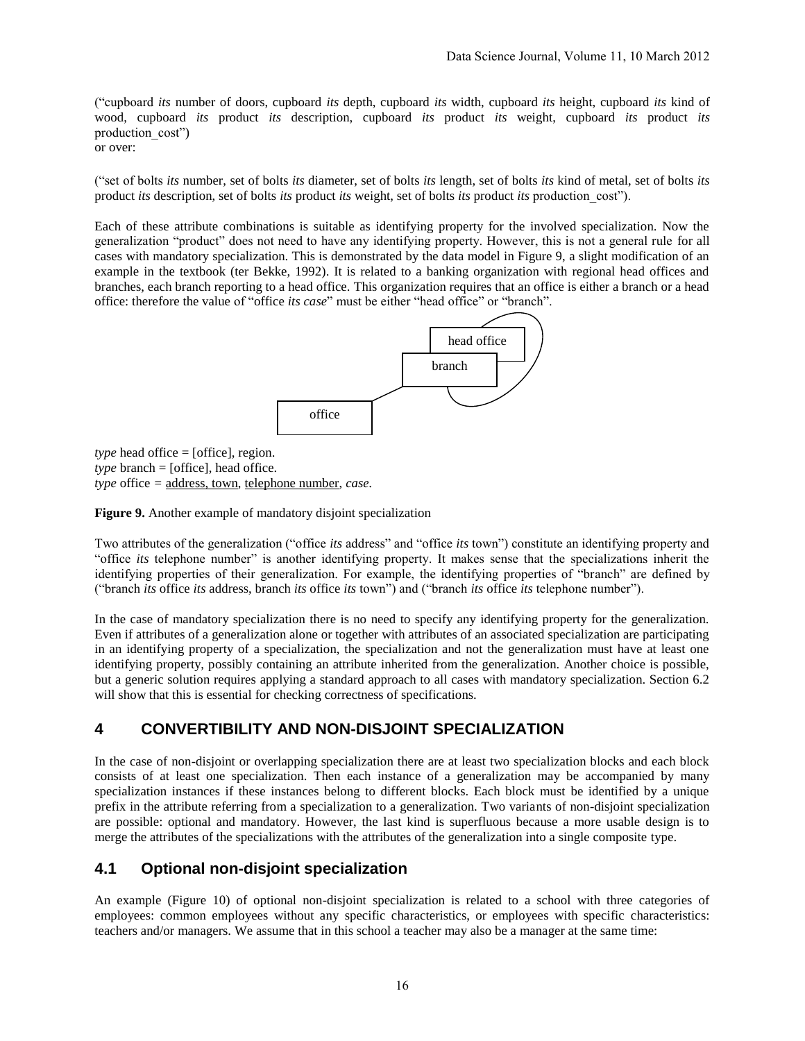("cupboard *its* number of doors, cupboard *its* depth, cupboard *its* width, cupboard *its* height, cupboard *its* kind of wood, cupboard *its* product *its* description, cupboard *its* product *its* weight, cupboard *its* product *its* production_cost")
or over:

("set of bolts *its* number, set of bolts *its* diameter, set of bolts *its* length, set of bolts *its* kind of metal, set of bolts *its* product *its* description, set of bolts *its* product *its* weight, set of bolts *its* product *its* production_cost").

Each of these attribute combinations is suitable as identifying property for the involved specialization. Now the generalization "product" does not need to have any identifying property. However, this is not a general rule for all cases with mandatory specialization. This is demonstrated by the data model in Figure 9, a slight modification of an example in the textbook (ter Bekke, 1992). It is related to a banking organization with regional head offices and branches, each branch reporting to a head office. This organization requires that an office is either a branch or a head office: therefore the value of "office *its case*" must be either "head office" or "branch".

*type* head office = [office], region.
*type* branch = [office], head office.
*type* office = <u>address, town</u>, <u>telephone number</u>, *case*.

**Figure 9.** Another example of mandatory disjoint specialization

Two attributes of the generalization ("office *its* address" and "office *its* town") constitute an identifying property and "office *its* telephone number" is another identifying property. It makes sense that the specializations inherit the identifying properties of their generalization. For example, the identifying properties of "branch" are defined by ("branch *its* office *its* address, branch *its* office *its* town") and ("branch *its* office *its* telephone number").

In the case of mandatory specialization there is no need to specify any identifying property for the generalization. Even if attributes of a generalization alone or together with attributes of an associated specialization are participating in an identifying property of a specialization, the specialization and not the generalization must have at least one identifying property, possibly containing an attribute inherited from the generalization. Another choice is possible, but a generic solution requires applying a standard approach to all cases with mandatory specialization. Section 6.2 will show that this is essential for checking correctness of specifications.

## 4 CONVERTIBILITY AND NON-DISJOINT SPECIALIZATION

In the case of non-disjoint or overlapping specialization there are at least two specialization blocks and each block consists of at least one specialization. Then each instance of a generalization may be accompanied by many specialization instances if these instances belong to different blocks. Each block must be identified by a unique prefix in the attribute referring from a specialization to a generalization. Two variants of non-disjoint specialization are possible: optional and mandatory. However, the last kind is superfluous because a more usable design is to merge the attributes of the specializations with the attributes of the generalization into a single composite type.

### 4.1 Optional non-disjoint specialization

An example (Figure 10) of optional non-disjoint specialization is related to a school with three categories of employees: common employees without any specific characteristics, or employees with specific characteristics: teachers and/or managers. We assume that in this school a teacher may also be a manager at the same time: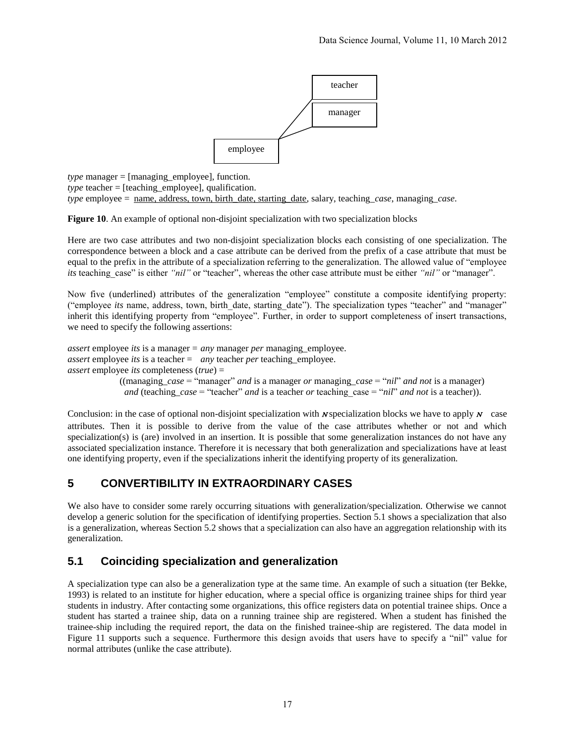teacher

manager

employee

*type* manager = [managing_employee], function.
*type* teacher = [teaching_employee], qualification.
*type* employee = <u>name, address, town, birth_date, starting_date</u>, salary, teaching_*case*, managing_*case*.

**Figure 10**. An example of optional non-disjoint specialization with two specialization blocks

Here are two case attributes and two non-disjoint specialization blocks each consisting of one specialization. The correspondence between a block and a case attribute can be derived from the prefix of a case attribute that must be equal to the prefix in the attribute of a specialization referring to the generalization. The allowed value of "employee *its* teaching_case" is either *"nil"* or "teacher", whereas the other case attribute must be either *"nil"* or "manager".

Now five (underlined) attributes of the generalization "employee" constitute a composite identifying property: ("employee *its* name, address, town, birth_date, starting_date"). The specialization types "teacher" and "manager" inherit this identifying property from "employee". Further, in order to support completeness of insert transactions, we need to specify the following assertions:

*assert* employee *its* is a manager = *any* manager *per* managing_employee.
*assert* employee *its* is a teacher = *any* teacher *per* teaching_employee.
*assert* employee *its* completeness (*true*) =
((managing_*case* = "manager" *and* is a manager *or* managing_*case* = "*nil*" *and not* is a manager)
*and* (teaching_*case* = "teacher" *and* is a teacher *or* teaching_case = "*nil*" *and not* is a teacher)).

Conclusion: in the case of optional non-disjoint specialization with $N$ specialization blocks we have to apply $N$ case attributes. Then it is possible to derive from the value of the case attributes whether or not and which specialization(s) is (are) involved in an insertion. It is possible that some generalization instances do not have any associated specialization instance. Therefore it is necessary that both generalization and specializations have at least one identifying property, even if the specializations inherit the identifying property of its generalization.

## 5 CONVERTIBILITY IN EXTRAORDINARY CASES

We also have to consider some rarely occurring situations with generalization/specialization. Otherwise we cannot develop a generic solution for the specification of identifying properties. Section 5.1 shows a specialization that also is a generalization, whereas Section 5.2 shows that a specialization can also have an aggregation relationship with its generalization.

### 5.1 Coinciding specialization and generalization

A specialization type can also be a generalization type at the same time. An example of such a situation (ter Bekke, 1993) is related to an institute for higher education, where a special office is organizing trainee ships for third year students in industry. After contacting some organizations, this office registers data on potential trainee ships. Once a student has started a trainee ship, data on a running trainee ship are registered. When a student has finished the trainee-ship including the required report, the data on the finished trainee-ship are registered. The data model in Figure 11 supports such a sequence. Furthermore this design avoids that users have to specify a "nil" value for normal attributes (unlike the case attribute).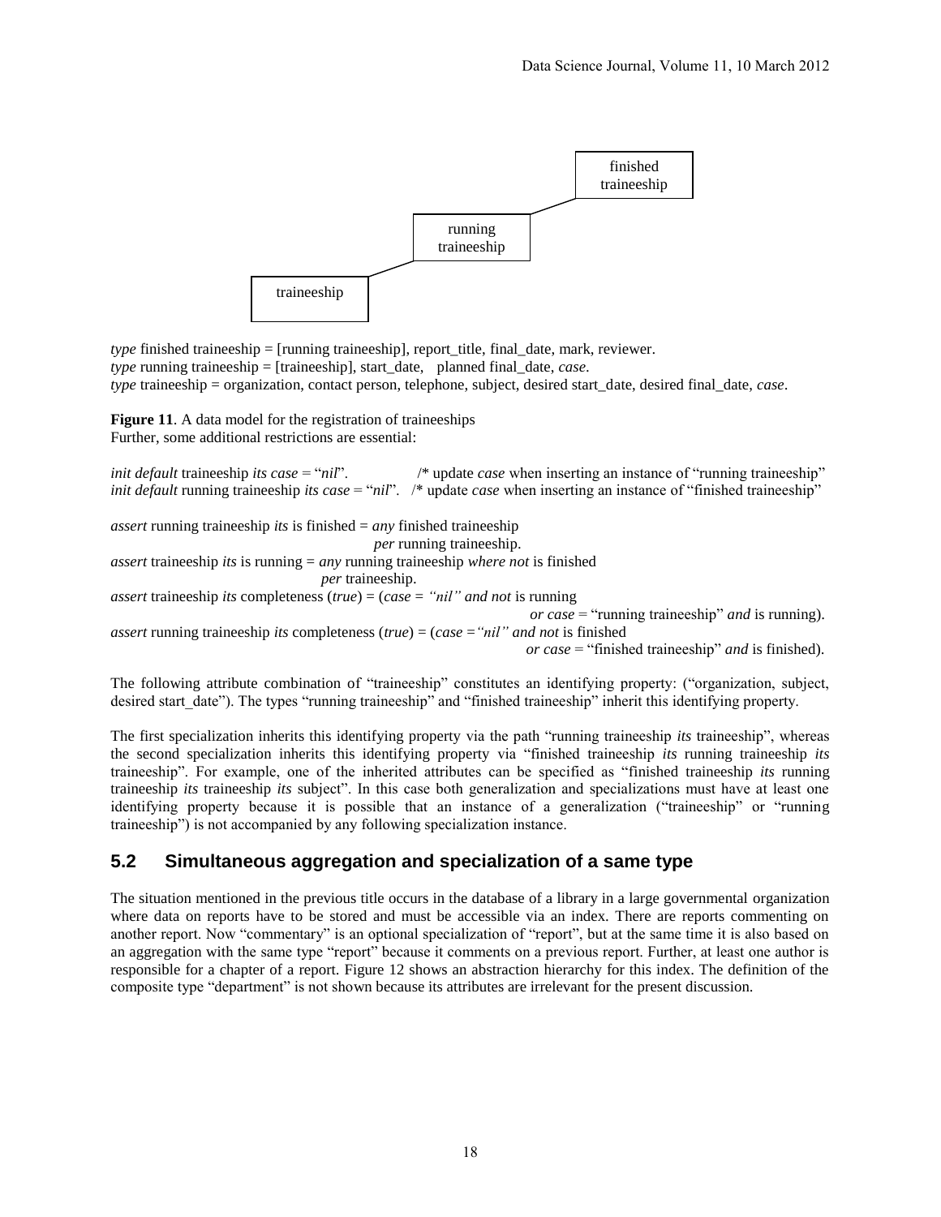finished traineeship

running traineeship

traineeship

*type* finished traineeship = [running traineeship], report_title, final_date, mark, reviewer.
*type* running traineeship = [traineeship], start_date, planned final_date, *case*.
*type* traineeship = organization, contact person, telephone, subject, desired start_date, desired final_date, *case*.

**Figure 11**. A data model for the registration of traineeships
Further, some additional restrictions are essential:

*init default* traineeship *its case* = "*nil*". /* update *case* when inserting an instance of "running traineeship"
*init default* running traineeship *its case* = "*nil*". /* update *case* when inserting an instance of "finished traineeship"

*assert* running traineeship *its* is finished = *any* finished traineeship
*per* running traineeship.
*assert* traineeship *its* is running = *any* running traineeship *where not* is finished
*per* traineeship.
*assert* traineeship *its* completeness (*true*) = (*case = "nil" and not* is running
*or case* = "running traineeship" *and* is running).
*assert* running traineeship *its* completeness (*true*) = (*case ="nil" and not* is finished
*or case* = "finished traineeship" *and* is finished).

The following attribute combination of "traineeship" constitutes an identifying property: ("organization, subject, desired start_date"). The types "running traineeship" and "finished traineeship" inherit this identifying property.

The first specialization inherits this identifying property via the path "running traineeship *its* traineeship", whereas the second specialization inherits this identifying property via "finished traineeship *its* running traineeship *its* traineeship". For example, one of the inherited attributes can be specified as "finished traineeship *its* running traineeship *its* traineeship *its* subject". In this case both generalization and specializations must have at least one identifying property because it is possible that an instance of a generalization ("traineeship" or "running traineeship") is not accompanied by any following specialization instance.

## 5.2 Simultaneous aggregation and specialization of a same type

The situation mentioned in the previous title occurs in the database of a library in a large governmental organization where data on reports have to be stored and must be accessible via an index. There are reports commenting on another report. Now "commentary" is an optional specialization of "report", but at the same time it is also based on an aggregation with the same type "report" because it comments on a previous report. Further, at least one author is responsible for a chapter of a report. Figure 12 shows an abstraction hierarchy for this index. The definition of the composite type "department" is not shown because its attributes are irrelevant for the present discussion.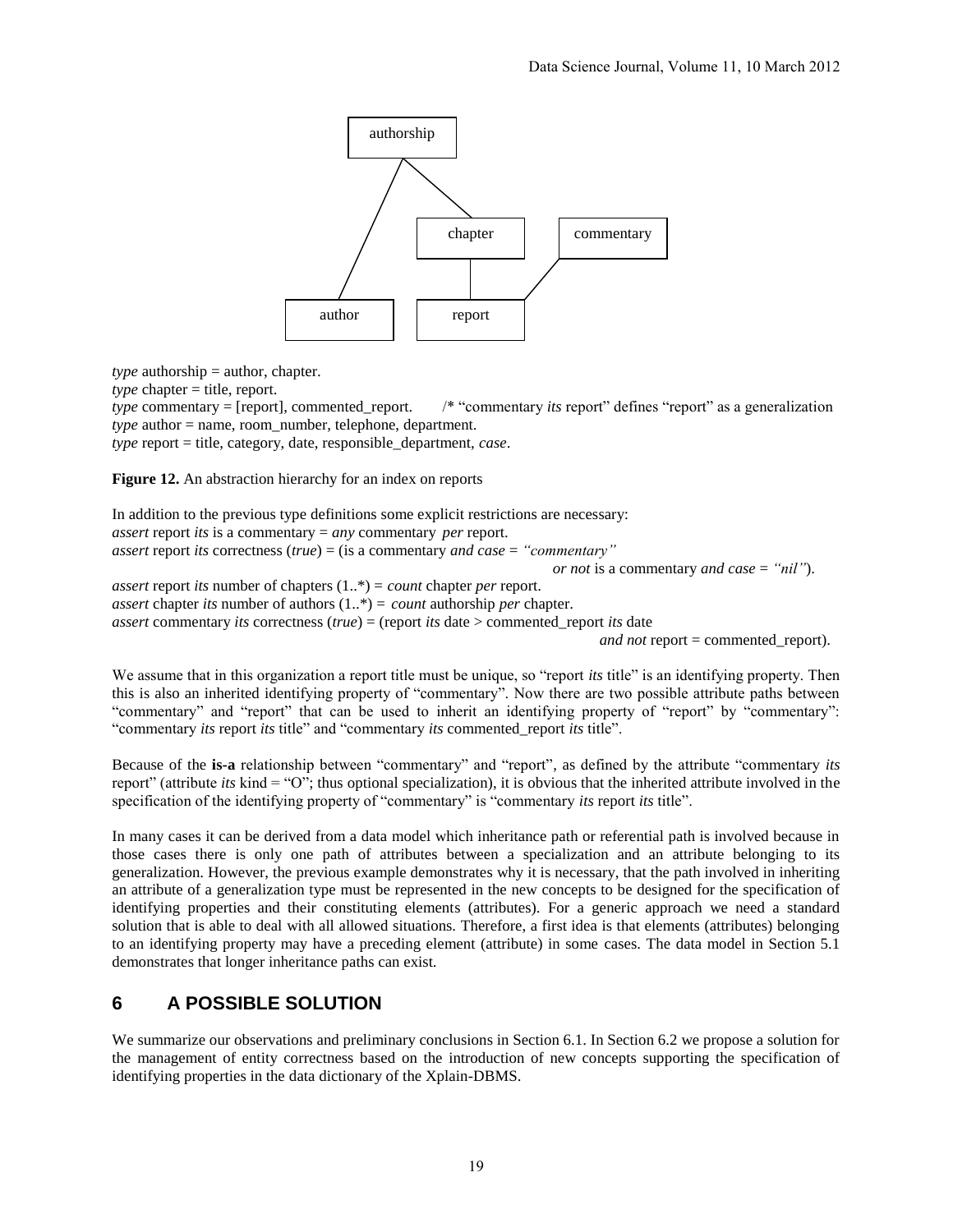*type* authorship = author, chapter.
*type* chapter = title, report.
*type* commentary = [report], commented_report. /* "commentary *its* report" defines "report" as a generalization
*type* author = name, room_number, telephone, department.
*type* report = title, category, date, responsible_department, *case*.

**Figure 12.** An abstraction hierarchy for an index on reports

In addition to the previous type definitions some explicit restrictions are necessary:
*assert* report *its* is a commentary = *any* commentary *per* report.
*assert* report *its* correctness (*true*) = (is a commentary *and case* = *"commentary"*
*or not* is a commentary *and case* = *"nil"*).
*assert* report *its* number of chapters (1..*) = *count* chapter *per* report.
*assert* chapter *its* number of authors (1..*) = *count* authorship *per* chapter.
*assert* commentary *its* correctness (*true*) = (report *its* date > commented_report *its* date
*and not* report = commented_report).

We assume that in this organization a report title must be unique, so "report *its* title" is an identifying property. Then this is also an inherited identifying property of "commentary". Now there are two possible attribute paths between "commentary" and "report" that can be used to inherit an identifying property of "report" by "commentary": "commentary *its* report *its* title" and "commentary *its* commented_report *its* title".

Because of the **is-a** relationship between "commentary" and "report", as defined by the attribute "commentary *its* report" (attribute *its* kind = "O"; thus optional specialization), it is obvious that the inherited attribute involved in the specification of the identifying property of "commentary" is "commentary *its* report *its* title".

In many cases it can be derived from a data model which inheritance path or referential path is involved because in those cases there is only one path of attributes between a specialization and an attribute belonging to its generalization. However, the previous example demonstrates why it is necessary, that the path involved in inheriting an attribute of a generalization type must be represented in the new concepts to be designed for the specification of identifying properties and their constituting elements (attributes). For a generic approach we need a standard solution that is able to deal with all allowed situations. Therefore, a first idea is that elements (attributes) belonging to an identifying property may have a preceding element (attribute) in some cases. The data model in Section 5.1 demonstrates that longer inheritance paths can exist.

## 6 A POSSIBLE SOLUTION

We summarize our observations and preliminary conclusions in Section 6.1. In Section 6.2 we propose a solution for the management of entity correctness based on the introduction of new concepts supporting the specification of identifying properties in the data dictionary of the Xplain-DBMS.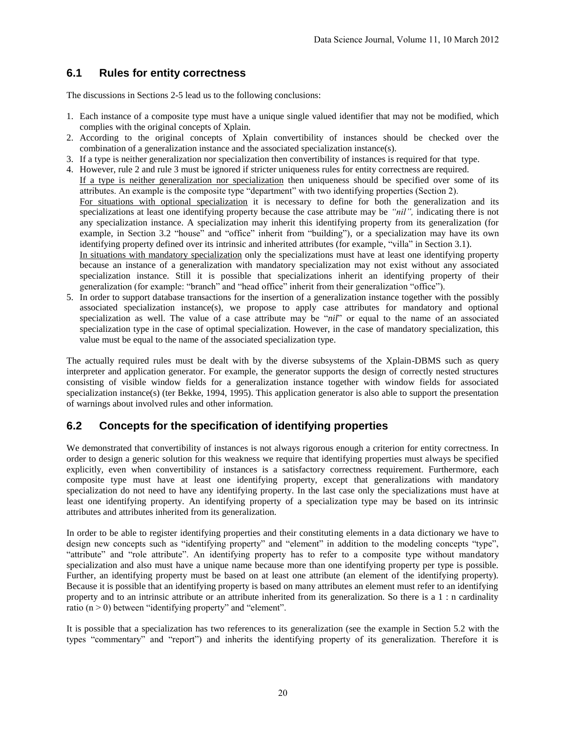## 6.1 Rules for entity correctness

The discussions in Sections 2-5 lead us to the following conclusions:

1. Each instance of a composite type must have a unique single valued identifier that may not be modified, which complies with the original concepts of Xplain.
2. According to the original concepts of Xplain convertibility of instances should be checked over the combination of a generalization instance and the associated specialization instance(s).
3. If a type is neither generalization nor specialization then convertibility of instances is required for that type.
4. However, rule 2 and rule 3 must be ignored if stricter uniqueness rules for entity correctness are required. If a type is neither generalization nor specialization then uniqueness should be specified over some of its attributes. An example is the composite type "department" with two identifying properties (Section 2). For situations with optional specialization it is necessary to define for both the generalization and its specializations at least one identifying property because the case attribute may be *"nil"*, indicating there is not any specialization instance. A specialization may inherit this identifying property from its generalization (for example, in Section 3.2 "house" and "office" inherit from "building"), or a specialization may have its own identifying property defined over its intrinsic and inherited attributes (for example, "villa" in Section 3.1). In situations with mandatory specialization only the specializations must have at least one identifying property because an instance of a generalization with mandatory specialization may not exist without any associated specialization instance. Still it is possible that specializations inherit an identifying property of their generalization (for example: "branch" and "head office" inherit from their generalization "office").
5. In order to support database transactions for the insertion of a generalization instance together with the possibly associated specialization instance(s), we propose to apply case attributes for mandatory and optional specialization as well. The value of a case attribute may be "*nil*" or equal to the name of an associated specialization type in the case of optimal specialization. However, in the case of mandatory specialization, this value must be equal to the name of the associated specialization type.

The actually required rules must be dealt with by the diverse subsystems of the Xplain-DBMS such as query interpreter and application generator. For example, the generator supports the design of correctly nested structures consisting of visible window fields for a generalization instance together with window fields for associated specialization instance(s) (ter Bekke, 1994, 1995). This application generator is also able to support the presentation of warnings about involved rules and other information.

## 6.2 Concepts for the specification of identifying properties

We demonstrated that convertibility of instances is not always rigorous enough a criterion for entity correctness. In order to design a generic solution for this weakness we require that identifying properties must always be specified explicitly, even when convertibility of instances is a satisfactory correctness requirement. Furthermore, each composite type must have at least one identifying property, except that generalizations with mandatory specialization do not need to have any identifying property. In the last case only the specializations must have at least one identifying property. An identifying property of a specialization type may be based on its intrinsic attributes and attributes inherited from its generalization.

In order to be able to register identifying properties and their constituting elements in a data dictionary we have to design new concepts such as "identifying property" and "element" in addition to the modeling concepts "type", "attribute" and "role attribute". An identifying property has to refer to a composite type without mandatory specialization and also must have a unique name because more than one identifying property per type is possible. Further, an identifying property must be based on at least one attribute (an element of the identifying property). Because it is possible that an identifying property is based on many attributes an element must refer to an identifying property and to an intrinsic attribute or an attribute inherited from its generalization. So there is a 1 : n cardinality ratio ($n > 0$) between "identifying property" and "element".

It is possible that a specialization has two references to its generalization (see the example in Section 5.2 with the types "commentary" and "report") and inherits the identifying property of its generalization. Therefore it is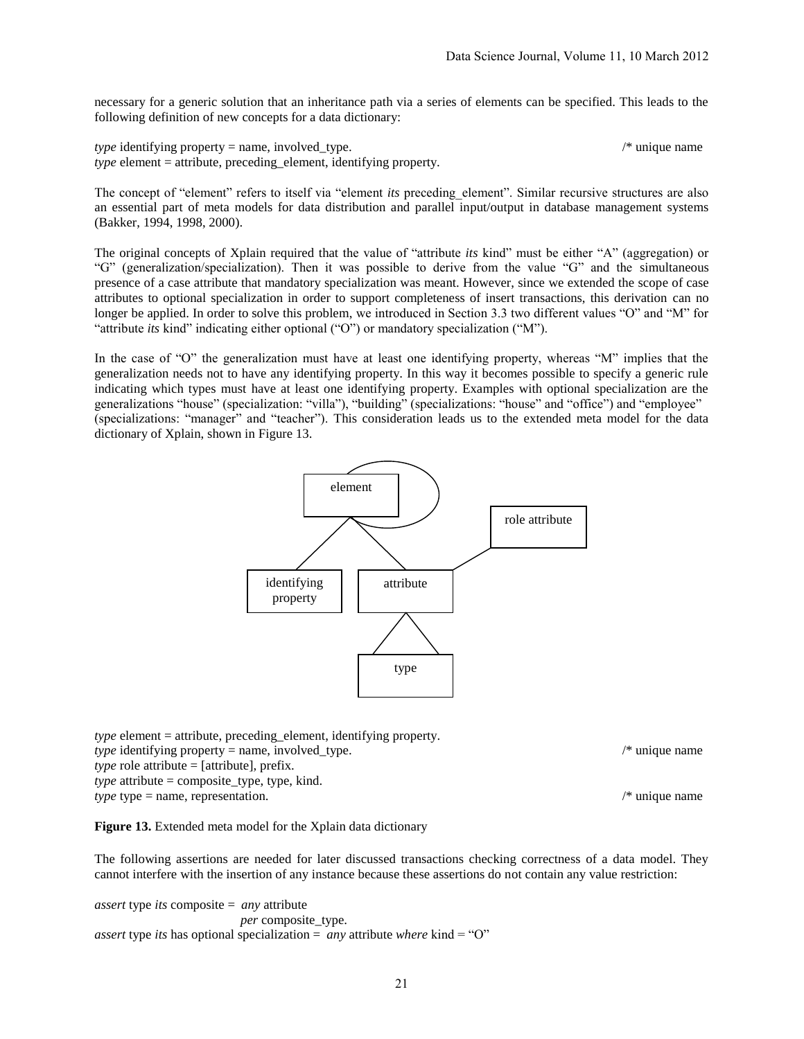necessary for a generic solution that an inheritance path via a series of elements can be specified. This leads to the following definition of new concepts for a data dictionary:

```
type identifying property = name, involved_type.                              /* unique name
type element = attribute, preceding_element, identifying property.
```

The concept of "element" refers to itself via "element *its* preceding_element". Similar recursive structures are also an essential part of meta models for data distribution and parallel input/output in database management systems (Bakker, 1994, 1998, 2000).

The original concepts of Xplain required that the value of "attribute *its* kind" must be either "A" (aggregation) or "G" (generalization/specialization). Then it was possible to derive from the value "G" and the simultaneous presence of a case attribute that mandatory specialization was meant. However, since we extended the scope of case attributes to optional specialization in order to support completeness of insert transactions, this derivation can no longer be applied. In order to solve this problem, we introduced in Section 3.3 two different values "O" and "M" for "attribute *its* kind" indicating either optional ("O") or mandatory specialization ("M").

In the case of "O" the generalization must have at least one identifying property, whereas "M" implies that the generalization needs not to have any identifying property. In this way it becomes possible to specify a generic rule indicating which types must have at least one identifying property. Examples with optional specialization are the generalizations "house" (specialization: "villa"), "building" (specializations: "house" and "office") and "employee" (specializations: "manager" and "teacher"). This consideration leads us to the extended meta model for the data dictionary of Xplain, shown in Figure 13.

```
type element = attribute, preceding_element, identifying property.
type identifying property = name, involved_type.                              /* unique name
type role attribute = [attribute], prefix.
type attribute = composite_type, type, kind.
type type = name, representation.                                             /* unique name
```

**Figure 13.** Extended meta model for the Xplain data dictionary

The following assertions are needed for later discussed transactions checking correctness of a data model. They cannot interfere with the insertion of any instance because these assertions do not contain any value restriction:

```
assert type its composite = any attribute
                            per composite_type.
assert type its has optional specialization = any attribute where kind = "O"
```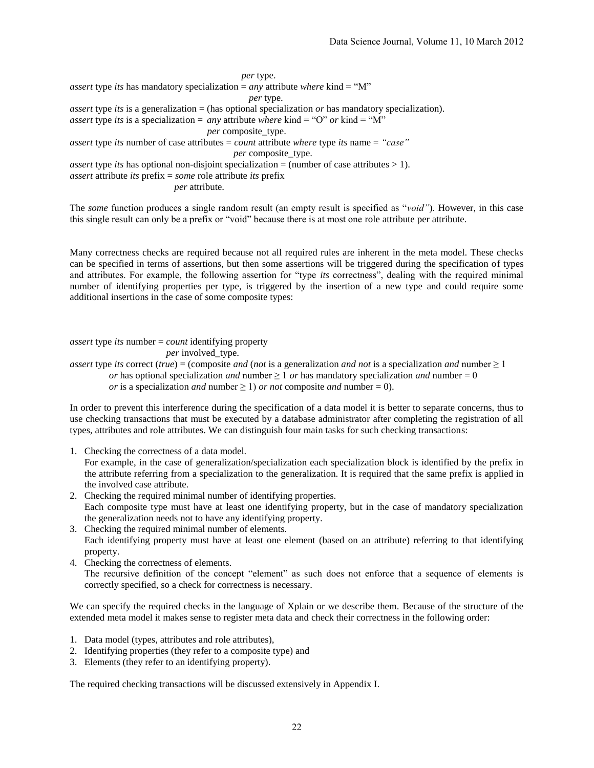*per* type.

*assert* type *its* has mandatory specialization = *any* attribute *where* kind = "M"
*per* type.

*assert* type *its* is a generalization = (has optional specialization *or* has mandatory specialization).

*assert* type *its* is a specialization = *any* attribute *where* kind = "O" *or* kind = "M"
*per* composite_type.

*assert* type *its* number of case attributes = *count* attribute *where* type *its* name = *"case"*
*per* composite_type.

*assert* type *its* has optional non-disjoint specialization = (number of case attributes > 1).

*assert* attribute *its* prefix = *some* role attribute *its* prefix
*per* attribute.

The *some* function produces a single random result (an empty result is specified as "*void"*). However, in this case this single result can only be a prefix or "void" because there is at most one role attribute per attribute.

Many correctness checks are required because not all required rules are inherent in the meta model. These checks can be specified in terms of assertions, but then some assertions will be triggered during the specification of types and attributes. For example, the following assertion for "type *its* correctness", dealing with the required minimal number of identifying properties per type, is triggered by the insertion of a new type and could require some additional insertions in the case of some composite types:

*assert* type *its* number = *count* identifying property
*per* involved_type.

*assert* type *its* correct (*true*) = (composite *and* (*not* is a generalization *and not* is a specialization *and* number ≥ 1
*or* has optional specialization *and* number ≥ 1 *or* has mandatory specialization *and* number = 0
*or* is a specialization *and* number ≥ 1) *or not* composite *and* number = 0).

In order to prevent this interference during the specification of a data model it is better to separate concerns, thus to use checking transactions that must be executed by a database administrator after completing the registration of all types, attributes and role attributes. We can distinguish four main tasks for such checking transactions:

1. Checking the correctness of a data model.
   For example, in the case of generalization/specialization each specialization block is identified by the prefix in the attribute referring from a specialization to the generalization. It is required that the same prefix is applied in the involved case attribute.
2. Checking the required minimal number of identifying properties.
   Each composite type must have at least one identifying property, but in the case of mandatory specialization the generalization needs not to have any identifying property.
3. Checking the required minimal number of elements.
   Each identifying property must have at least one element (based on an attribute) referring to that identifying property.
4. Checking the correctness of elements.
   The recursive definition of the concept "element" as such does not enforce that a sequence of elements is correctly specified, so a check for correctness is necessary.

We can specify the required checks in the language of Xplain or we describe them. Because of the structure of the extended meta model it makes sense to register meta data and check their correctness in the following order:

1. Data model (types, attributes and role attributes),
2. Identifying properties (they refer to a composite type) and
3. Elements (they refer to an identifying property).

The required checking transactions will be discussed extensively in Appendix I.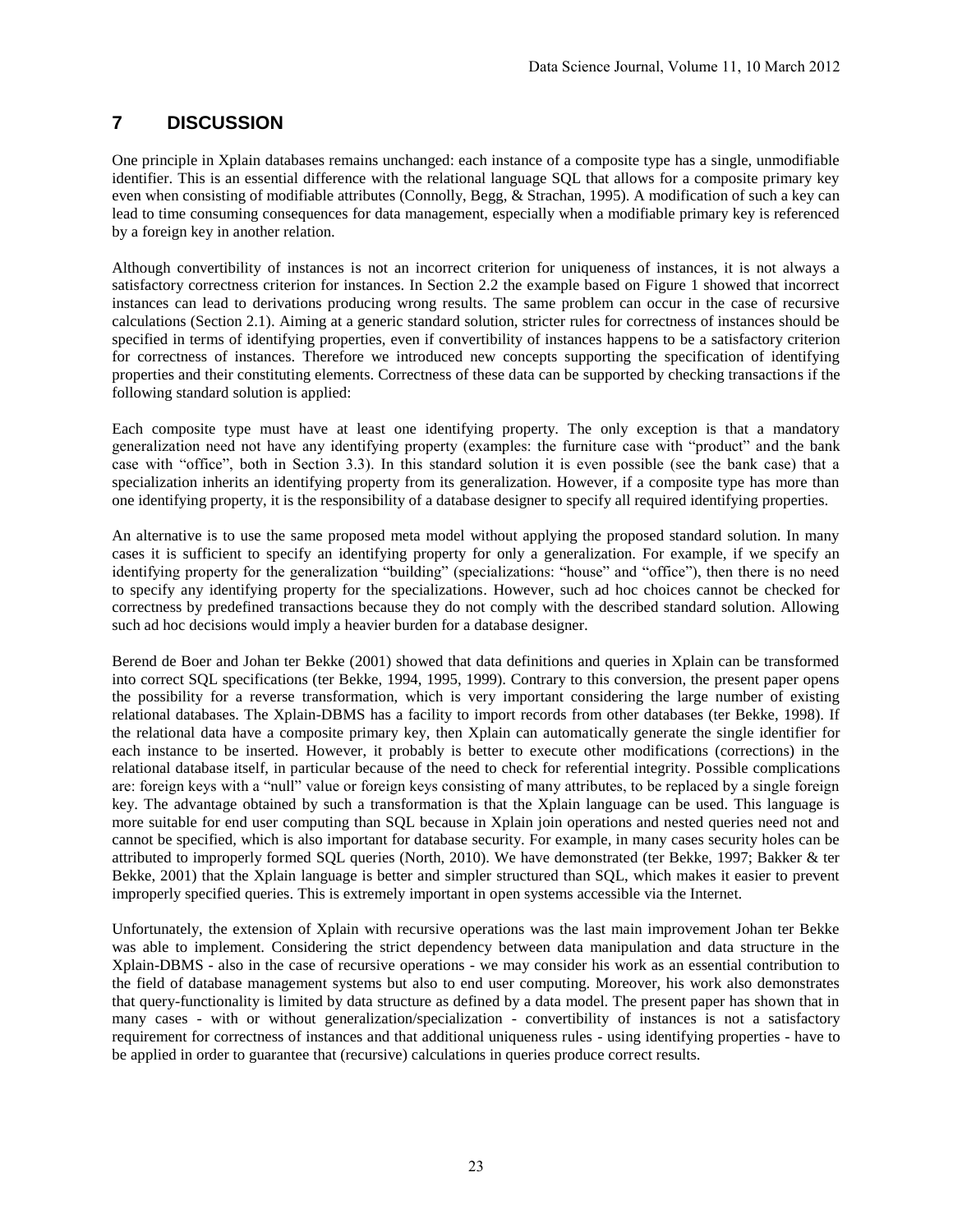# 7 DISCUSSION

One principle in Xplain databases remains unchanged: each instance of a composite type has a single, unmodifiable identifier. This is an essential difference with the relational language SQL that allows for a composite primary key even when consisting of modifiable attributes (Connolly, Begg, & Strachan, 1995). A modification of such a key can lead to time consuming consequences for data management, especially when a modifiable primary key is referenced by a foreign key in another relation.

Although convertibility of instances is not an incorrect criterion for uniqueness of instances, it is not always a satisfactory correctness criterion for instances. In Section 2.2 the example based on Figure 1 showed that incorrect instances can lead to derivations producing wrong results. The same problem can occur in the case of recursive calculations (Section 2.1). Aiming at a generic standard solution, stricter rules for correctness of instances should be specified in terms of identifying properties, even if convertibility of instances happens to be a satisfactory criterion for correctness of instances. Therefore we introduced new concepts supporting the specification of identifying properties and their constituting elements. Correctness of these data can be supported by checking transactions if the following standard solution is applied:

Each composite type must have at least one identifying property. The only exception is that a mandatory generalization need not have any identifying property (examples: the furniture case with "product" and the bank case with "office", both in Section 3.3). In this standard solution it is even possible (see the bank case) that a specialization inherits an identifying property from its generalization. However, if a composite type has more than one identifying property, it is the responsibility of a database designer to specify all required identifying properties.

An alternative is to use the same proposed meta model without applying the proposed standard solution. In many cases it is sufficient to specify an identifying property for only a generalization. For example, if we specify an identifying property for the generalization "building" (specializations: "house" and "office"), then there is no need to specify any identifying property for the specializations. However, such ad hoc choices cannot be checked for correctness by predefined transactions because they do not comply with the described standard solution. Allowing such ad hoc decisions would imply a heavier burden for a database designer.

Berend de Boer and Johan ter Bekke (2001) showed that data definitions and queries in Xplain can be transformed into correct SQL specifications (ter Bekke, 1994, 1995, 1999). Contrary to this conversion, the present paper opens the possibility for a reverse transformation, which is very important considering the large number of existing relational databases. The Xplain-DBMS has a facility to import records from other databases (ter Bekke, 1998). If the relational data have a composite primary key, then Xplain can automatically generate the single identifier for each instance to be inserted. However, it probably is better to execute other modifications (corrections) in the relational database itself, in particular because of the need to check for referential integrity. Possible complications are: foreign keys with a "null" value or foreign keys consisting of many attributes, to be replaced by a single foreign key. The advantage obtained by such a transformation is that the Xplain language can be used. This language is more suitable for end user computing than SQL because in Xplain join operations and nested queries need not and cannot be specified, which is also important for database security. For example, in many cases security holes can be attributed to improperly formed SQL queries (North, 2010). We have demonstrated (ter Bekke, 1997; Bakker & ter Bekke, 2001) that the Xplain language is better and simpler structured than SQL, which makes it easier to prevent improperly specified queries. This is extremely important in open systems accessible via the Internet.

Unfortunately, the extension of Xplain with recursive operations was the last main improvement Johan ter Bekke was able to implement. Considering the strict dependency between data manipulation and data structure in the Xplain-DBMS - also in the case of recursive operations - we may consider his work as an essential contribution to the field of database management systems but also to end user computing. Moreover, his work also demonstrates that query-functionality is limited by data structure as defined by a data model. The present paper has shown that in many cases - with or without generalization/specialization - convertibility of instances is not a satisfactory requirement for correctness of instances and that additional uniqueness rules - using identifying properties - have to be applied in order to guarantee that (recursive) calculations in queries produce correct results.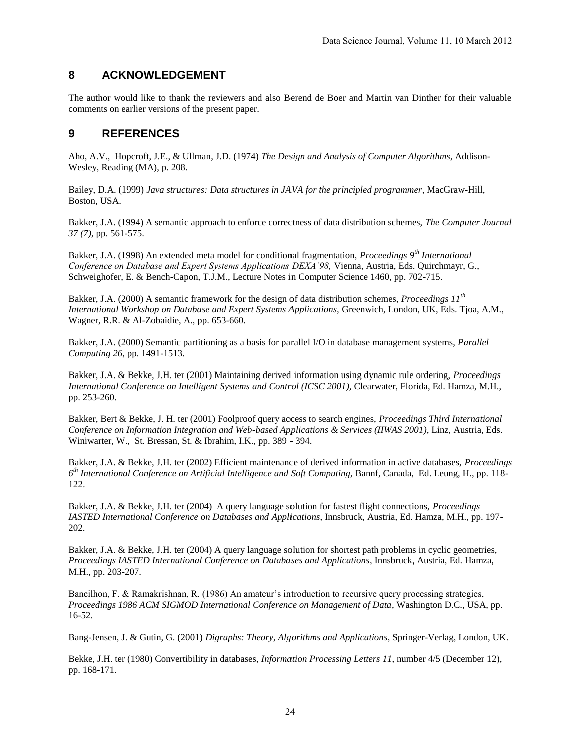## 8 ACKNOWLEDGEMENT

The author would like to thank the reviewers and also Berend de Boer and Martin van Dinther for their valuable comments on earlier versions of the present paper.

## 9 REFERENCES

Aho, A.V., Hopcroft, J.E., & Ullman, J.D. (1974) *The Design and Analysis of Computer Algorithms*, Addison-Wesley, Reading (MA), p. 208.

Bailey, D.A. (1999) *Java structures: Data structures in JAVA for the principled programmer*, MacGraw-Hill, Boston, USA.

Bakker, J.A. (1994) A semantic approach to enforce correctness of data distribution schemes, *The Computer Journal 37 (7)*, pp. 561-575.

Bakker, J.A. (1998) An extended meta model for conditional fragmentation, *Proceedings 9th International Conference on Database and Expert Systems Applications DEXA'98,* Vienna, Austria, Eds. Quirchmayr, G., Schweighofer, E. & Bench-Capon, T.J.M., Lecture Notes in Computer Science 1460, pp. 702-715.

Bakker, J.A. (2000) A semantic framework for the design of data distribution schemes, *Proceedings 11th International Workshop on Database and Expert Systems Applications,* Greenwich, London, UK, Eds. Tjoa, A.M., Wagner, R.R. & Al-Zobaidie, A., pp. 653-660.

Bakker, J.A. (2000) Semantic partitioning as a basis for parallel I/O in database management systems, *Parallel Computing 26*, pp. 1491-1513.

Bakker, J.A. & Bekke, J.H. ter (2001) Maintaining derived information using dynamic rule ordering, *Proceedings International Conference on Intelligent Systems and Control (ICSC 2001),* Clearwater, Florida, Ed. Hamza, M.H., pp. 253-260.

Bakker, Bert & Bekke, J. H. ter (2001) Foolproof query access to search engines, *Proceedings Third International Conference on Information Integration and Web-based Applications & Services (IIWAS 2001)*, Linz, Austria, Eds. Winiwarter, W., St. Bressan, St. & Ibrahim, I.K., pp. 389 - 394.

Bakker, J.A. & Bekke, J.H. ter (2002) Efficient maintenance of derived information in active databases, *Proceedings 6th International Conference on Artificial Intelligence and Soft Computing*, Bannf, Canada, Ed. Leung, H., pp. 118-122.

Bakker, J.A. & Bekke, J.H. ter (2004) A query language solution for fastest flight connections, *Proceedings IASTED International Conference on Databases and Applications*, Innsbruck, Austria, Ed. Hamza, M.H., pp. 197-202.

Bakker, J.A. & Bekke, J.H. ter (2004) A query language solution for shortest path problems in cyclic geometries, *Proceedings IASTED International Conference on Databases and Applications*, Innsbruck, Austria, Ed. Hamza, M.H., pp. 203-207.

Bancilhon, F. & Ramakrishnan, R. (1986) An amateur's introduction to recursive query processing strategies, *Proceedings 1986 ACM SIGMOD International Conference on Management of Data*, Washington D.C., USA, pp. 16-52.

Bang-Jensen, J. & Gutin, G. (2001) *Digraphs: Theory, Algorithms and Applications*, Springer-Verlag, London, UK.

Bekke, J.H. ter (1980) Convertibility in databases, *Information Processing Letters 11,* number 4/5 (December 12), pp. 168-171.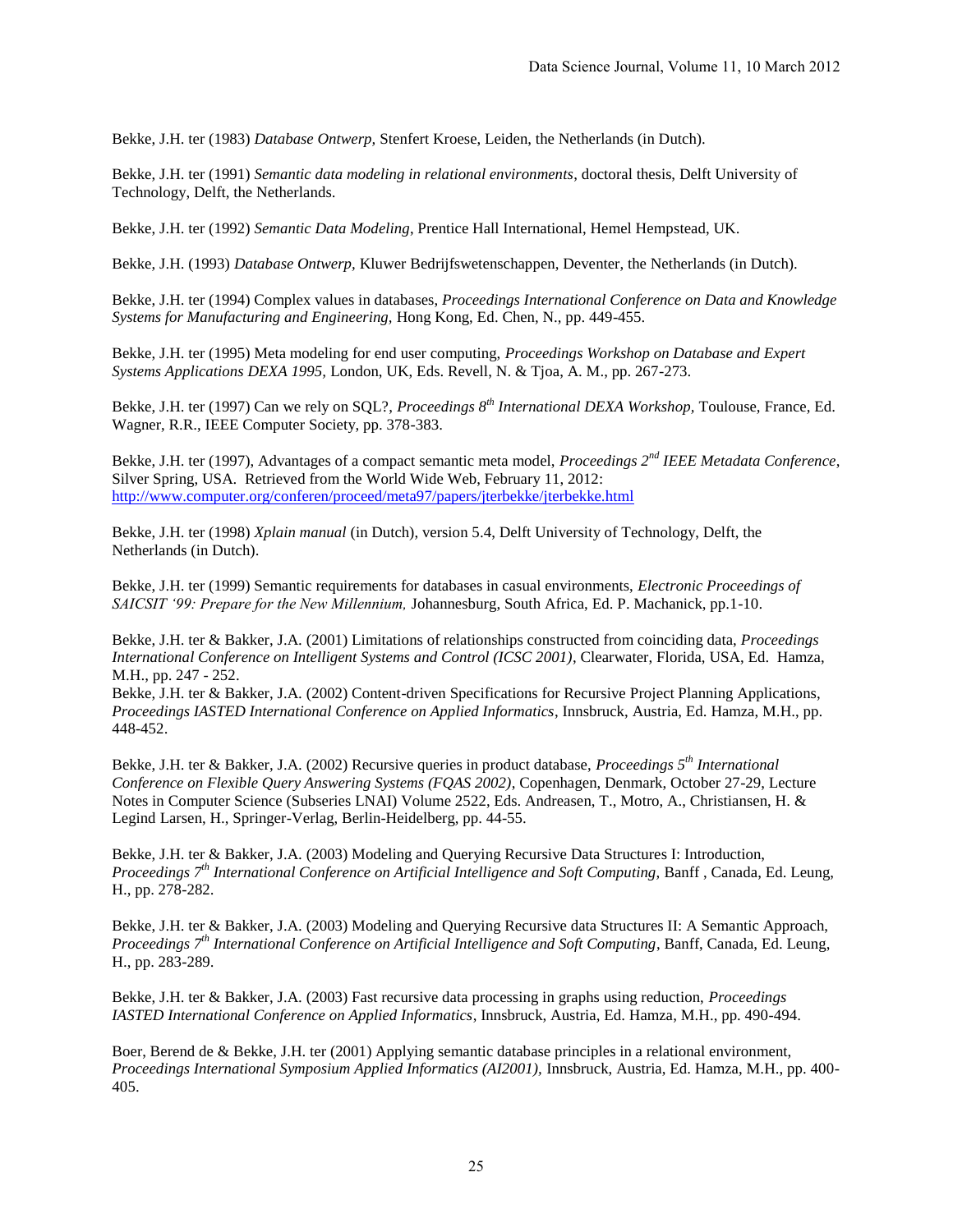Bekke, J.H. ter (1983) *Database Ontwerp,* Stenfert Kroese, Leiden, the Netherlands (in Dutch).

Bekke, J.H. ter (1991) *Semantic data modeling in relational environments*, doctoral thesis, Delft University of Technology, Delft, the Netherlands.

Bekke, J.H. ter (1992) *Semantic Data Modeling*, Prentice Hall International, Hemel Hempstead, UK.

Bekke, J.H. (1993) *Database Ontwerp,* Kluwer Bedrijfswetenschappen, Deventer, the Netherlands (in Dutch).

Bekke, J.H. ter (1994) Complex values in databases, *Proceedings International Conference on Data and Knowledge Systems for Manufacturing and Engineering*, Hong Kong, Ed. Chen, N., pp. 449-455.

Bekke, J.H. ter (1995) Meta modeling for end user computing, *Proceedings Workshop on Database and Expert Systems Applications DEXA 1995*, London, UK, Eds. Revell, N. & Tjoa, A. M., pp. 267-273.

Bekke, J.H. ter (1997) Can we rely on SQL?, *Proceedings 8th International DEXA Workshop,* Toulouse, France, Ed. Wagner, R.R., IEEE Computer Society, pp. 378-383.

Bekke, J.H. ter (1997), Advantages of a compact semantic meta model, *Proceedings 2nd IEEE Metadata Conference*, Silver Spring, USA. Retrieved from the World Wide Web, February 11, 2012: http://www.computer.org/conferen/proceed/meta97/papers/jterbekke/jterbekke.html

Bekke, J.H. ter (1998) *Xplain manual* (in Dutch), version 5.4, Delft University of Technology, Delft, the Netherlands (in Dutch).

Bekke, J.H. ter (1999) Semantic requirements for databases in casual environments, *Electronic Proceedings of SAICSIT '99: Prepare for the New Millennium,* Johannesburg, South Africa, Ed. P. Machanick, pp.1-10.

Bekke, J.H. ter & Bakker, J.A. (2001) Limitations of relationships constructed from coinciding data, *Proceedings International Conference on Intelligent Systems and Control (ICSC 2001)*, Clearwater, Florida, USA, Ed. Hamza, M.H., pp. 247 - 252.

Bekke, J.H. ter & Bakker, J.A. (2002) Content-driven Specifications for Recursive Project Planning Applications, *Proceedings IASTED International Conference on Applied Informatics*, Innsbruck, Austria, Ed. Hamza, M.H., pp. 448-452.

Bekke, J.H. ter & Bakker, J.A. (2002) Recursive queries in product database, *Proceedings 5th International Conference on Flexible Query Answering Systems (FQAS 2002)*, Copenhagen, Denmark, October 27-29, Lecture Notes in Computer Science (Subseries LNAI) Volume 2522, Eds. Andreasen, T., Motro, A., Christiansen, H. & Legind Larsen, H., Springer-Verlag, Berlin-Heidelberg, pp. 44-55.

Bekke, J.H. ter & Bakker, J.A. (2003) Modeling and Querying Recursive Data Structures I: Introduction, *Proceedings 7th International Conference on Artificial Intelligence and Soft Computing,* Banff , Canada, Ed. Leung, H., pp. 278-282.

Bekke, J.H. ter & Bakker, J.A. (2003) Modeling and Querying Recursive data Structures II: A Semantic Approach, *Proceedings 7th International Conference on Artificial Intelligence and Soft Computing*, Banff, Canada, Ed. Leung, H., pp. 283-289.

Bekke, J.H. ter & Bakker, J.A. (2003) Fast recursive data processing in graphs using reduction, *Proceedings IASTED International Conference on Applied Informatics*, Innsbruck, Austria, Ed. Hamza, M.H., pp. 490-494.

Boer, Berend de & Bekke, J.H. ter (2001) Applying semantic database principles in a relational environment, *Proceedings International Symposium Applied Informatics (AI2001),* Innsbruck, Austria, Ed. Hamza, M.H., pp. 400-405.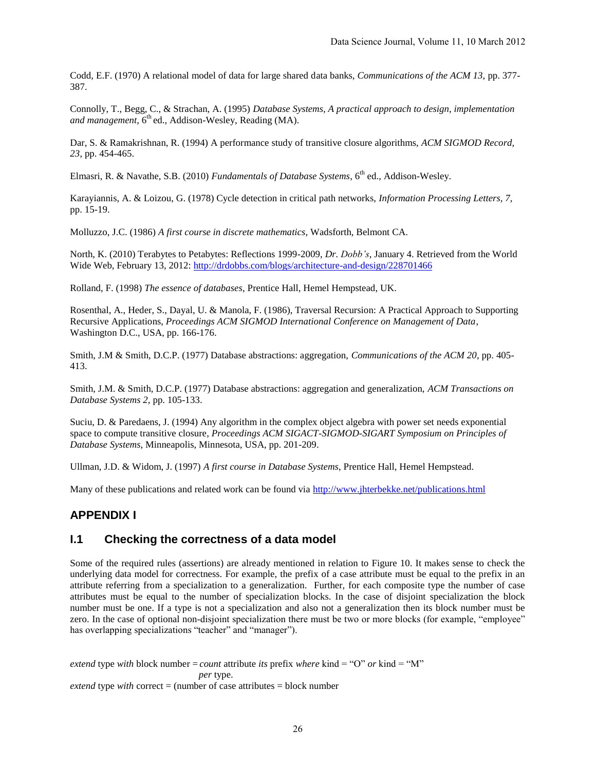Codd, E.F. (1970) A relational model of data for large shared data banks, *Communications of the ACM 13*, pp. 377-387.

Connolly, T., Begg, C., & Strachan, A. (1995) *Database Systems, A practical approach to design, implementation and management*, 6th ed., Addison-Wesley, Reading (MA).

Dar, S. & Ramakrishnan, R. (1994) A performance study of transitive closure algorithms, *ACM SIGMOD Record, 23*, pp. 454-465.

Elmasri, R. & Navathe, S.B. (2010) *Fundamentals of Database Systems*, 6th ed., Addison-Wesley.

Karayiannis, A. & Loizou, G. (1978) Cycle detection in critical path networks, *Information Processing Letters, 7*, pp. 15-19.

Molluzzo, J.C. (1986) *A first course in discrete mathematics*, Wadsforth, Belmont CA.

North, K. (2010) Terabytes to Petabytes: Reflections 1999-2009, *Dr. Dobb's*, January 4. Retrieved from the World Wide Web, February 13, 2012: http://drdobbs.com/blogs/architecture-and-design/228701466

Rolland, F. (1998) *The essence of databases*, Prentice Hall, Hemel Hempstead, UK.

Rosenthal, A., Heder, S., Dayal, U. & Manola, F. (1986), Traversal Recursion: A Practical Approach to Supporting Recursive Applications, *Proceedings ACM SIGMOD International Conference on Management of Data*, Washington D.C., USA, pp. 166-176.

Smith, J.M & Smith, D.C.P. (1977) Database abstractions: aggregation, *Communications of the ACM 20*, pp. 405-413.

Smith, J.M. & Smith, D.C.P. (1977) Database abstractions: aggregation and generalization, *ACM Transactions on Database Systems 2*, pp. 105-133.

Suciu, D. & Paredaens, J. (1994) Any algorithm in the complex object algebra with power set needs exponential space to compute transitive closure, *Proceedings ACM SIGACT-SIGMOD-SIGART Symposium on Principles of Database Systems*, Minneapolis, Minnesota, USA, pp. 201-209.

Ullman, J.D. & Widom, J. (1997) *A first course in Database Systems*, Prentice Hall, Hemel Hempstead.

Many of these publications and related work can be found via http://www.jhterbekke.net/publications.html

## APPENDIX I

### I.1 Checking the correctness of a data model

Some of the required rules (assertions) are already mentioned in relation to Figure 10. It makes sense to check the underlying data model for correctness. For example, the prefix of a case attribute must be equal to the prefix in an attribute referring from a specialization to a generalization. Further, for each composite type the number of case attributes must be equal to the number of specialization blocks. In the case of disjoint specialization the block number must be one. If a type is not a specialization and also not a generalization then its block number must be zero. In the case of optional non-disjoint specialization there must be two or more blocks (for example, "employee" has overlapping specializations "teacher" and "manager").

*extend* type *with* block number = *count* attribute *its* prefix *where* kind = "O" *or* kind = "M"
*per* type.
*extend* type *with* correct = (number of case attributes = block number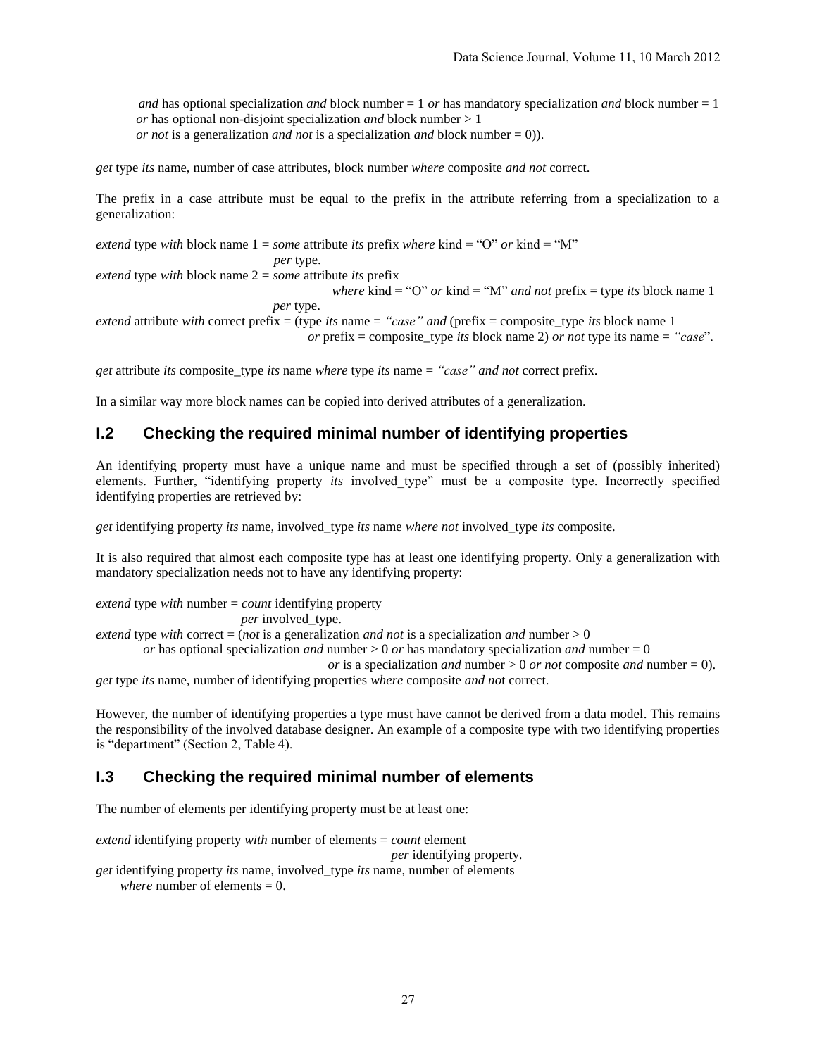*and* has optional specialization *and* block number = 1 *or* has mandatory specialization *and* block number = 1
*or* has optional non-disjoint specialization *and* block number > 1
*or not* is a generalization *and not* is a specialization *and* block number = 0)).

*get* type *its* name, number of case attributes, block number *where* composite *and not* correct.

The prefix in a case attribute must be equal to the prefix in the attribute referring from a specialization to a generalization:

*extend* type *with* block name 1 = *some* attribute *its* prefix *where* kind = "O" *or* kind = "M"
*per* type.
*extend* type *with* block name 2 = *some* attribute *its* prefix
*where* kind = "O" *or* kind = "M" *and not* prefix = type *its* block name 1
*per* type.
*extend* attribute *with* correct prefix = (type *its* name = *"case" and* (prefix = composite_type *its* block name 1
*or* prefix = composite_type *its* block name 2) *or not* type its name = *"case"*.

*get* attribute *its* composite_type *its* name *where* type *its* name = *"case" and not* correct prefix.

In a similar way more block names can be copied into derived attributes of a generalization.

## I.2 Checking the required minimal number of identifying properties

An identifying property must have a unique name and must be specified through a set of (possibly inherited) elements. Further, "identifying property *its* involved_type" must be a composite type. Incorrectly specified identifying properties are retrieved by:

*get* identifying property *its* name, involved_type *its* name *where not* involved_type *its* composite.

It is also required that almost each composite type has at least one identifying property. Only a generalization with mandatory specialization needs not to have any identifying property:

*extend* type *with* number = *count* identifying property
*per* involved_type.
*extend* type *with* correct = (*not* is a generalization *and not* is a specialization *and* number > 0
*or* has optional specialization *and* number > 0 *or* has mandatory specialization *and* number = 0
*or* is a specialization *and* number > 0 *or not* composite *and* number = 0).
*get* type *its* name, number of identifying properties *where* composite *and not* correct.

However, the number of identifying properties a type must have cannot be derived from a data model. This remains the responsibility of the involved database designer. An example of a composite type with two identifying properties is "department" (Section 2, Table 4).

## I.3 Checking the required minimal number of elements

The number of elements per identifying property must be at least one:

*extend* identifying property *with* number of elements = *count* element
*per* identifying property.
*get* identifying property *its* name, involved_type *its* name, number of elements
*where* number of elements = 0.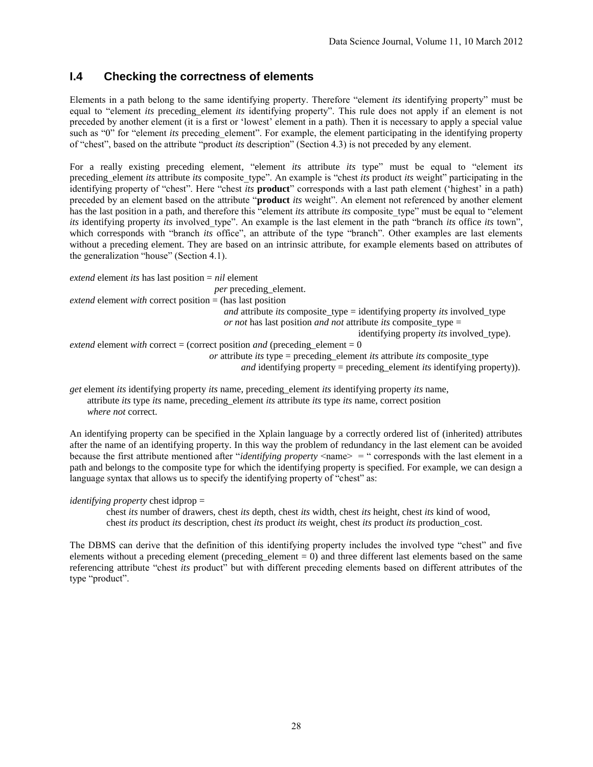## I.4 Checking the correctness of elements

Elements in a path belong to the same identifying property. Therefore "element *its* identifying property" must be equal to "element *its* preceding_element *its* identifying property". This rule does not apply if an element is not preceded by another element (it is a first or 'lowest' element in a path). Then it is necessary to apply a special value such as "0" for "element *its* preceding_element". For example, the element participating in the identifying property of "chest", based on the attribute "product *its* description" (Section 4.3) is not preceded by any element.

For a really existing preceding element, "element *its* attribute *its* type" must be equal to "element *its* preceding_element *its* attribute *its* composite_type". An example is "chest *its* product *its* weight" participating in the identifying property of "chest". Here "chest *its* **product**" corresponds with a last path element ('highest' in a path) preceded by an element based on the attribute "**product** *its* weight". An element not referenced by another element has the last position in a path, and therefore this "element *its* attribute *its* composite_type" must be equal to "element *its* identifying property *its* involved_type". An example is the last element in the path "branch *its* office *its* town", which corresponds with "branch *its* office", an attribute of the type "branch". Other examples are last elements without a preceding element. They are based on an intrinsic attribute, for example elements based on attributes of the generalization "house" (Section 4.1).

*extend* element *its* has last position = *nil* element
*per* preceding_element.
*extend* element *with* correct position = (has last position
*and* attribute *its* composite_type = identifying property *its* involved_type
*or not* has last position *and not* attribute *its* composite_type =
identifying property *its* involved_type).
*extend* element *with* correct = (correct position *and* (preceding_element = 0
*or* attribute *its* type = preceding_element *its* attribute *its* composite_type
*and* identifying property = preceding_element *its* identifying property)).

*get* element *its* identifying property *its* name, preceding_element *its* identifying property *its* name,
attribute *its* type *its* name, preceding_element *its* attribute *its* type *its* name, correct position
*where not* correct.

An identifying property can be specified in the Xplain language by a correctly ordered list of (inherited) attributes after the name of an identifying property. In this way the problem of redundancy in the last element can be avoided because the first attribute mentioned after "*identifying property* <name> = " corresponds with the last element in a path and belongs to the composite type for which the identifying property is specified. For example, we can design a language syntax that allows us to specify the identifying property of "chest" as:

*identifying property* chest idprop =
chest *its* number of drawers, chest *its* depth, chest *its* width, chest *its* height, chest *its* kind of wood,
chest *its* product *its* description, chest *its* product *its* weight, chest *its* product *its* production_cost.

The DBMS can derive that the definition of this identifying property includes the involved type "chest" and five elements without a preceding element (preceding_element = 0) and three different last elements based on the same referencing attribute "chest *its* product" but with different preceding elements based on different attributes of the type "product".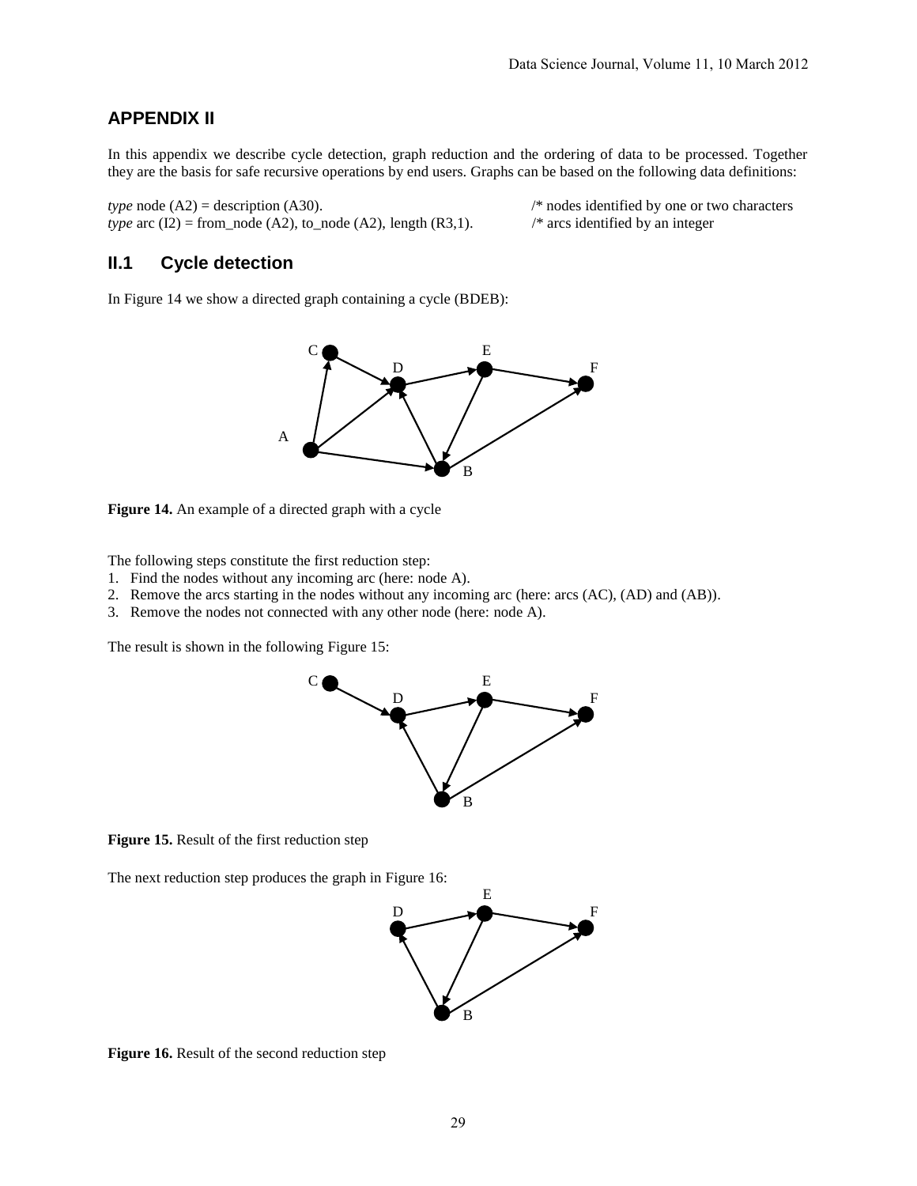## APPENDIX II

In this appendix we describe cycle detection, graph reduction and the ordering of data to be processed. Together they are the basis for safe recursive operations by end users. Graphs can be based on the following data definitions:

*type* node (A2) = description (A30). /* nodes identified by one or two characters
*type* arc (I2) = from_node (A2), to_node (A2), length (R3,1). /* arcs identified by an integer

## II.1 Cycle detection

In Figure 14 we show a directed graph containing a cycle (BDEB):

**Figure 14.** An example of a directed graph with a cycle

The following steps constitute the first reduction step:

1. Find the nodes without any incoming arc (here: node A).
2. Remove the arcs starting in the nodes without any incoming arc (here: arcs (AC), (AD) and (AB)).
3. Remove the nodes not connected with any other node (here: node A).

The result is shown in the following Figure 15:

**Figure 15.** Result of the first reduction step

The next reduction step produces the graph in Figure 16:

**Figure 16.** Result of the second reduction step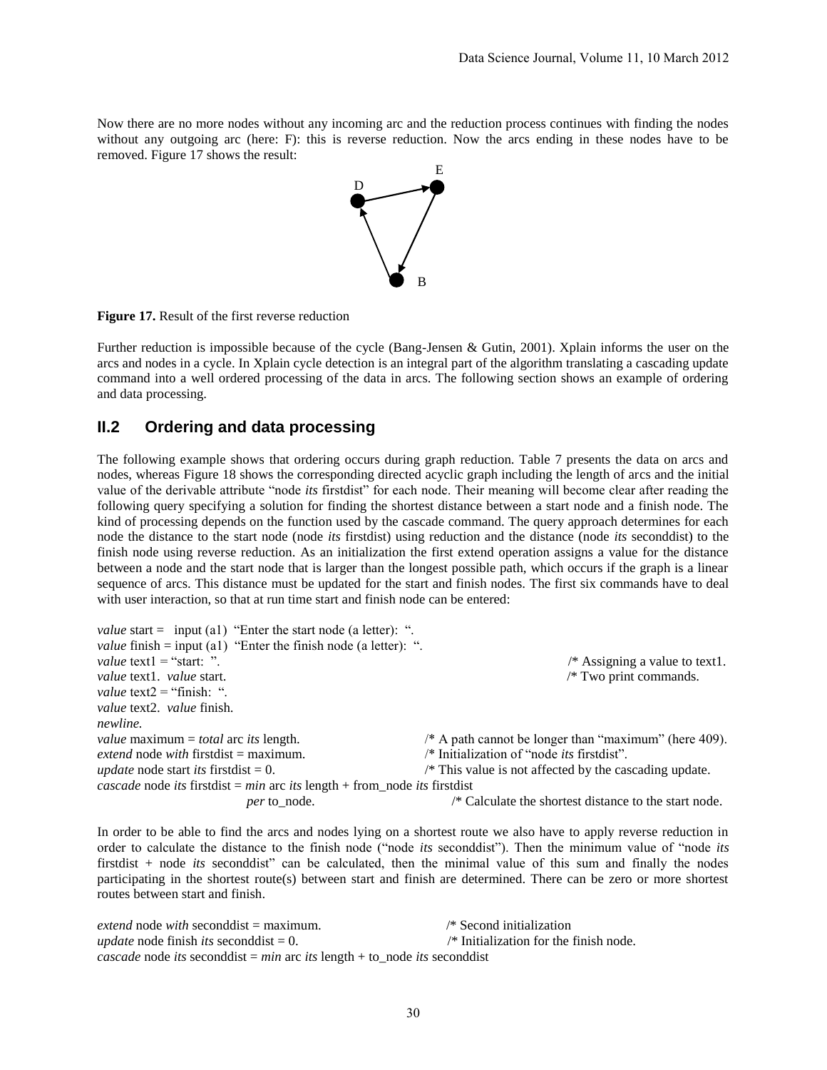Now there are no more nodes without any incoming arc and the reduction process continues with finding the nodes without any outgoing arc (here: F): this is reverse reduction. Now the arcs ending in these nodes have to be removed. Figure 17 shows the result:

**Figure 17.** Result of the first reverse reduction

Further reduction is impossible because of the cycle (Bang-Jensen & Gutin, 2001). Xplain informs the user on the arcs and nodes in a cycle. In Xplain cycle detection is an integral part of the algorithm translating a cascading update command into a well ordered processing of the data in arcs. The following section shows an example of ordering and data processing.

## II.2 Ordering and data processing

The following example shows that ordering occurs during graph reduction. Table 7 presents the data on arcs and nodes, whereas Figure 18 shows the corresponding directed acyclic graph including the length of arcs and the initial value of the derivable attribute "node *its* firstdist" for each node. Their meaning will become clear after reading the following query specifying a solution for finding the shortest distance between a start node and a finish node. The kind of processing depends on the function used by the cascade command. The query approach determines for each node the distance to the start node (node *its* firstdist) using reduction and the distance (node *its* seconddist) to the finish node using reverse reduction. As an initialization the first extend operation assigns a value for the distance between a node and the start node that is larger than the longest possible path, which occurs if the graph is a linear sequence of arcs. This distance must be updated for the start and finish nodes. The first six commands have to deal with user interaction, so that at run time start and finish node can be entered:

*value* start = input (a1) "Enter the start node (a letter): ".
*value* finish = input (a1) "Enter the finish node (a letter): ".
*value* text1 = "start: ". /* Assigning a value to text1.
*value* text1. *value* start. /* Two print commands.
*value* text2 = "finish: ".
*value* text2. *value* finish.
*newline.*
*value* maximum = *total* arc *its* length. /* A path cannot be longer than "maximum" (here 409).
*extend* node *with* firstdist = maximum. /* Initialization of "node *its* firstdist".
*update* node start *its* firstdist = 0. /* This value is not affected by the cascading update.
*cascade* node *its* firstdist = *min* arc *its* length + from_node *its* firstdist
*per* to_node. /* Calculate the shortest distance to the start node.

In order to be able to find the arcs and nodes lying on a shortest route we also have to apply reverse reduction in order to calculate the distance to the finish node ("node *its* seconddist"). Then the minimum value of "node *its* firstdist + node *its* seconddist" can be calculated, then the minimal value of this sum and finally the nodes participating in the shortest route(s) between start and finish are determined. There can be zero or more shortest routes between start and finish.

*extend* node *with* seconddist = maximum. /* Second initialization
*update* node finish *its* seconddist = 0. /* Initialization for the finish node.
*cascade* node *its* seconddist = *min* arc *its* length + to_node *its* seconddist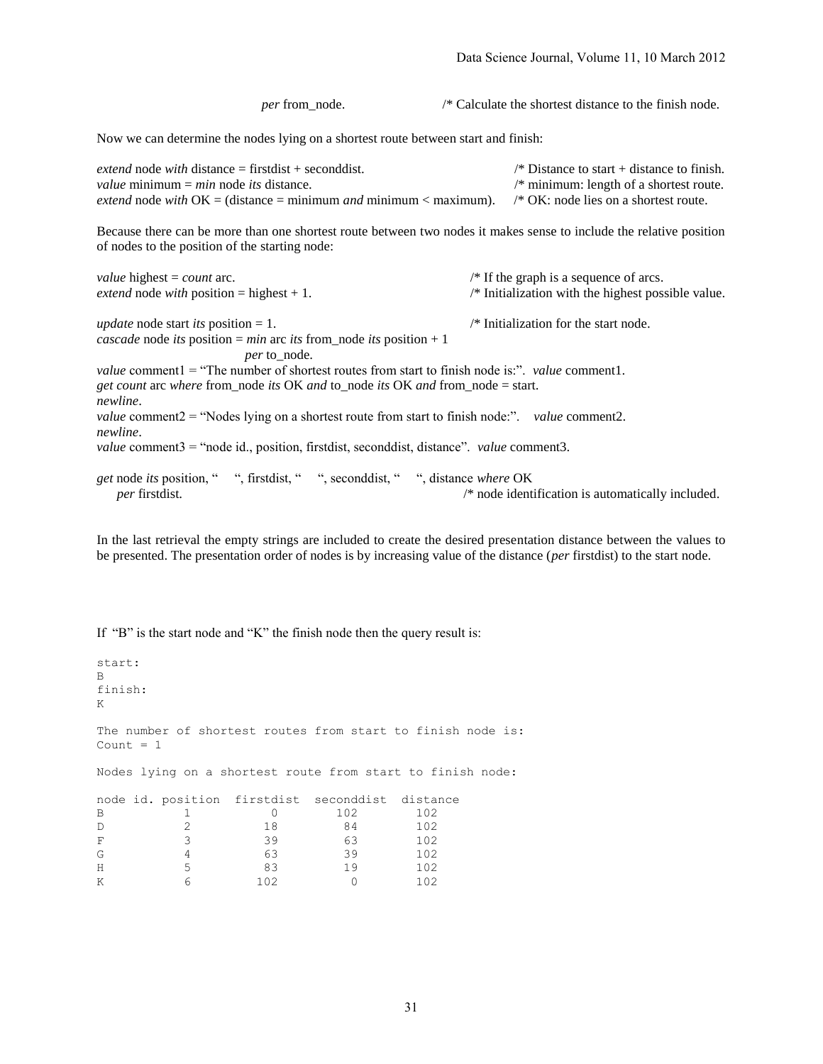*per* from_node. /* Calculate the shortest distance to the finish node.

Now we can determine the nodes lying on a shortest route between start and finish:

*extend* node *with* distance = firstdist + seconddist. /* Distance to start + distance to finish.
*value* minimum = *min* node *its* distance. /* minimum: length of a shortest route.
*extend* node *with* OK = (distance = minimum *and* minimum < maximum). /* OK: node lies on a shortest route.

Because there can be more than one shortest route between two nodes it makes sense to include the relative position of nodes to the position of the starting node:

*value* highest = *count* arc. /* If the graph is a sequence of arcs.
*extend* node *with* position = highest + 1. /* Initialization with the highest possible value.

*update* node start *its* position = 1. /* Initialization for the start node.
*cascade* node *its* position = *min* arc *its* from_node *its* position + 1
*per* to_node.
*value* comment1 = "The number of shortest routes from start to finish node is:". *value* comment1.
*get count* arc *where* from_node *its* OK *and* to_node *its* OK *and* from_node = start.
*newline*.
*value* comment2 = "Nodes lying on a shortest route from start to finish node:". *value* comment2.
*newline*.
*value* comment3 = "node id., position, firstdist, seconddist, distance". *value* comment3.

*get* node *its* position, " ", firstdist, " ", seconddist, " ", distance *where* OK
*per* firstdist. /* node identification is automatically included.

In the last retrieval the empty strings are included to create the desired presentation distance between the values to be presented. The presentation order of nodes is by increasing value of the distance (*per* firstdist) to the start node.

If "B" is the start node and "K" the finish node then the query result is:

```
start:
B
finish:
K

The number of shortest routes from start to finish node is:
Count = 1

Nodes lying on a shortest route from start to finish node:

node id. position  firstdist  seconddist  distance
B           1           0        102        102
D           2          18         84        102
F           3          39         63        102
G           4          63         39        102
H           5          83         19        102
K           6         102          0        102
```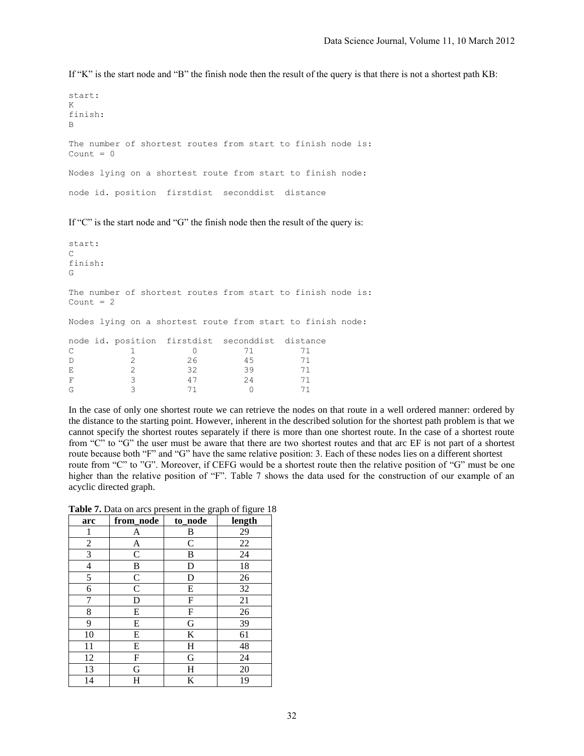If "K" is the start node and "B" the finish node then the result of the query is that there is not a shortest path KB:

```
start:
K
finish:
B

The number of shortest routes from start to finish node is:
Count = 0

Nodes lying on a shortest route from start to finish node:

node id. position  firstdist  seconddist  distance
```

If "C" is the start node and "G" the finish node then the result of the query is:

```
start:
C
finish:
G

The number of shortest routes from start to finish node is:
Count = 2

Nodes lying on a shortest route from start to finish node:

node id. position  firstdist  seconddist  distance
C          1          0          71          71
D          2         26          45          71
E          2         32          39          71
F          3         47          24          71
G          3         71           0          71
```

In the case of only one shortest route we can retrieve the nodes on that route in a well ordered manner: ordered by the distance to the starting point. However, inherent in the described solution for the shortest path problem is that we cannot specify the shortest routes separately if there is more than one shortest route. In the case of a shortest route from "C" to "G" the user must be aware that there are two shortest routes and that arc EF is not part of a shortest route because both "F" and "G" have the same relative position: 3. Each of these nodes lies on a different shortest route from "C" to "G". Moreover, if CEFG would be a shortest route then the relative position of "G" must be one higher than the relative position of "F". Table 7 shows the data used for the construction of our example of an acyclic directed graph.

**Table 7.** Data on arcs present in the graph of figure 18

| arc | from_node | to_node | length |
|---|---|---|---|
| 1 | A | B | 29 |
| 2 | A | C | 22 |
| 3 | C | B | 24 |
| 4 | B | D | 18 |
| 5 | C | D | 26 |
| 6 | C | E | 32 |
| 7 | D | F | 21 |
| 8 | E | F | 26 |
| 9 | E | G | 39 |
| 10 | E | K | 61 |
| 11 | E | H | 48 |
| 12 | F | G | 24 |
| 13 | G | H | 20 |
| 14 | H | K | 19 |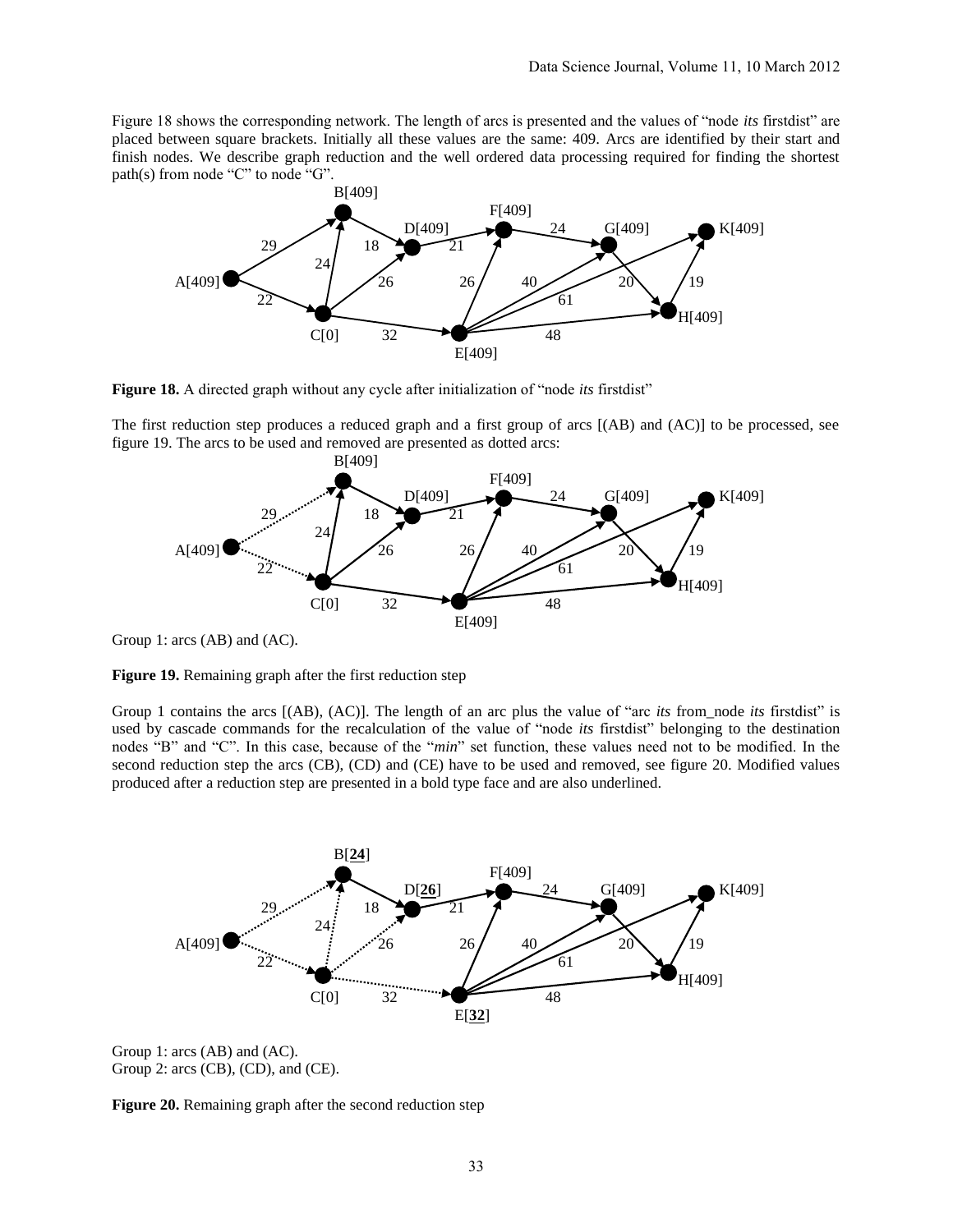Figure 18 shows the corresponding network. The length of arcs is presented and the values of "node *its* firstdist" are placed between square brackets. Initially all these values are the same: 409. Arcs are identified by their start and finish nodes. We describe graph reduction and the well ordered data processing required for finding the shortest path(s) from node "C" to node "G".

**Figure 18.** A directed graph without any cycle after initialization of "node *its* firstdist"

The first reduction step produces a reduced graph and a first group of arcs [(AB) and (AC)] to be processed, see figure 19. The arcs to be used and removed are presented as dotted arcs:

Group 1: arcs (AB) and (AC).

**Figure 19.** Remaining graph after the first reduction step

Group 1 contains the arcs [(AB), (AC)]. The length of an arc plus the value of "arc *its* from_node *its* firstdist" is used by cascade commands for the recalculation of the value of "node *its* firstdist" belonging to the destination nodes "B" and "C". In this case, because of the "*min*" set function, these values need not to be modified. In the second reduction step the arcs (CB), (CD) and (CE) have to be used and removed, see figure 20. Modified values produced after a reduction step are presented in a bold type face and are also underlined.

Group 1: arcs (AB) and (AC).
Group 2: arcs (CB), (CD), and (CE).

**Figure 20.** Remaining graph after the second reduction step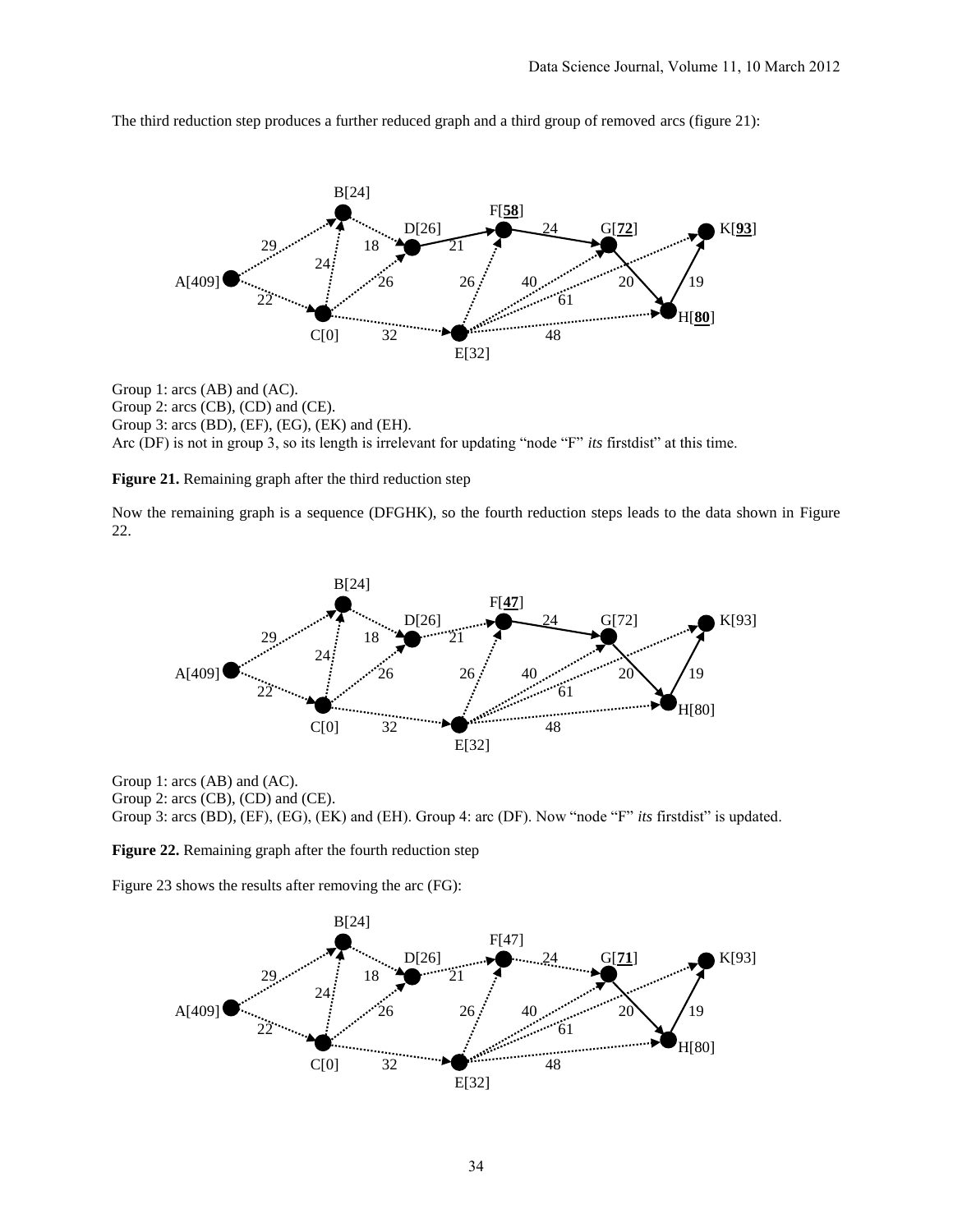The third reduction step produces a further reduced graph and a third group of removed arcs (figure 21):

Group 1: arcs (AB) and (AC).
Group 2: arcs (CB), (CD) and (CE).
Group 3: arcs (BD), (EF), (EG), (EK) and (EH).
Arc (DF) is not in group 3, so its length is irrelevant for updating "node "F" *its* firstdist" at this time.

**Figure 21.** Remaining graph after the third reduction step

Now the remaining graph is a sequence (DFGHK), so the fourth reduction steps leads to the data shown in Figure 22.

Group 1: arcs (AB) and (AC).
Group 2: arcs (CB), (CD) and (CE).
Group 3: arcs (BD), (EF), (EG), (EK) and (EH). Group 4: arc (DF). Now "node "F" *its* firstdist" is updated.

**Figure 22.** Remaining graph after the fourth reduction step

Figure 23 shows the results after removing the arc (FG):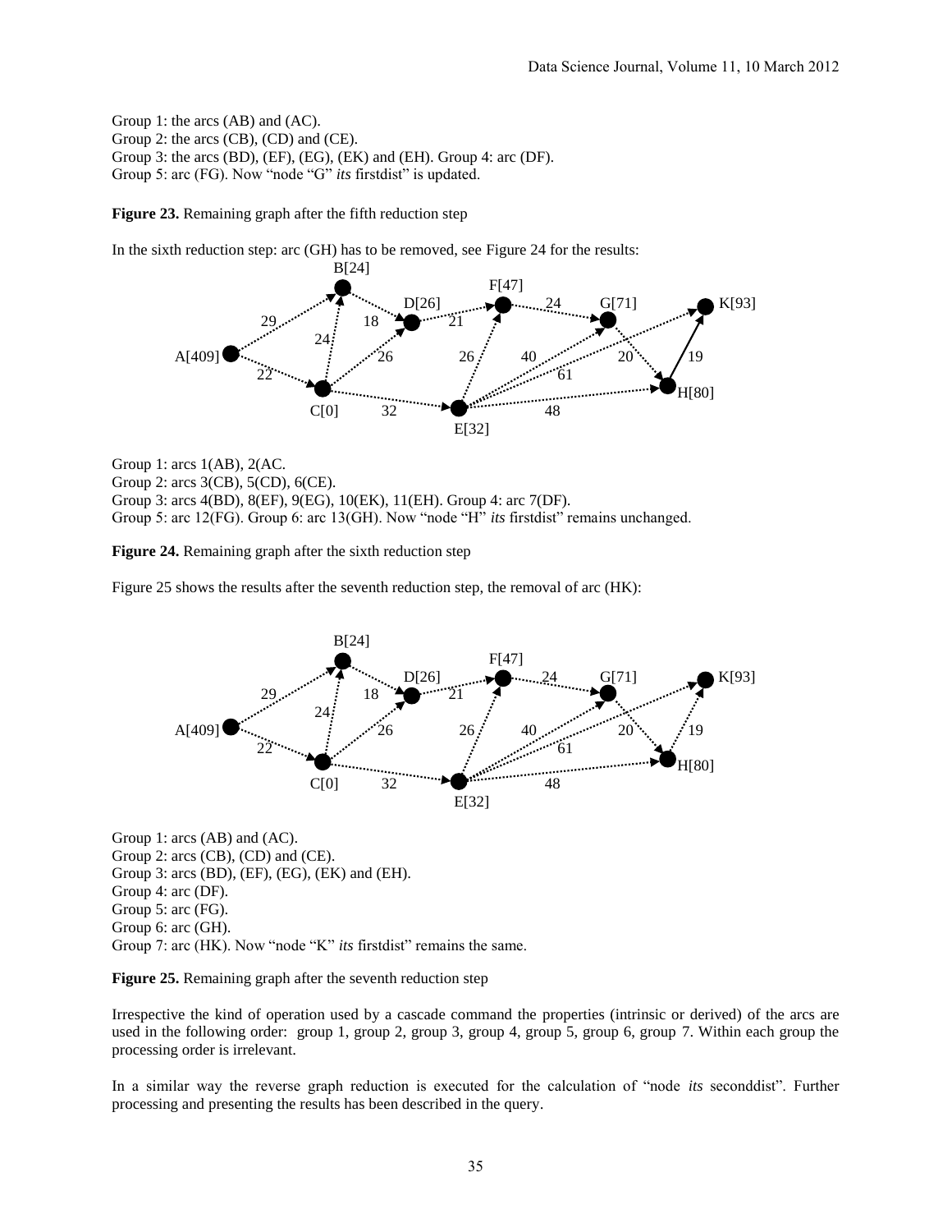Group 1: the arcs (AB) and (AC).
Group 2: the arcs (CB), (CD) and (CE).
Group 3: the arcs (BD), (EF), (EG), (EK) and (EH). Group 4: arc (DF).
Group 5: arc (FG). Now "node "G" *its* firstdist" is updated.

**Figure 23.** Remaining graph after the fifth reduction step

In the sixth reduction step: arc (GH) has to be removed, see Figure 24 for the results:

Group 1: arcs 1(AB), 2(AC.
Group 2: arcs 3(CB), 5(CD), 6(CE).
Group 3: arcs 4(BD), 8(EF), 9(EG), 10(EK), 11(EH). Group 4: arc 7(DF).
Group 5: arc 12(FG). Group 6: arc 13(GH). Now "node "H" *its* firstdist" remains unchanged.

**Figure 24.** Remaining graph after the sixth reduction step

Figure 25 shows the results after the seventh reduction step, the removal of arc (HK):

Group 1: arcs (AB) and (AC).
Group 2: arcs (CB), (CD) and (CE).
Group 3: arcs (BD), (EF), (EG), (EK) and (EH).
Group 4: arc (DF).
Group 5: arc (FG).
Group 6: arc (GH).
Group 7: arc (HK). Now "node "K" *its* firstdist" remains the same.

**Figure 25.** Remaining graph after the seventh reduction step

Irrespective the kind of operation used by a cascade command the properties (intrinsic or derived) of the arcs are used in the following order: group 1, group 2, group 3, group 4, group 5, group 6, group 7. Within each group the processing order is irrelevant.

In a similar way the reverse graph reduction is executed for the calculation of "node *its* seconddist". Further processing and presenting the results has been described in the query.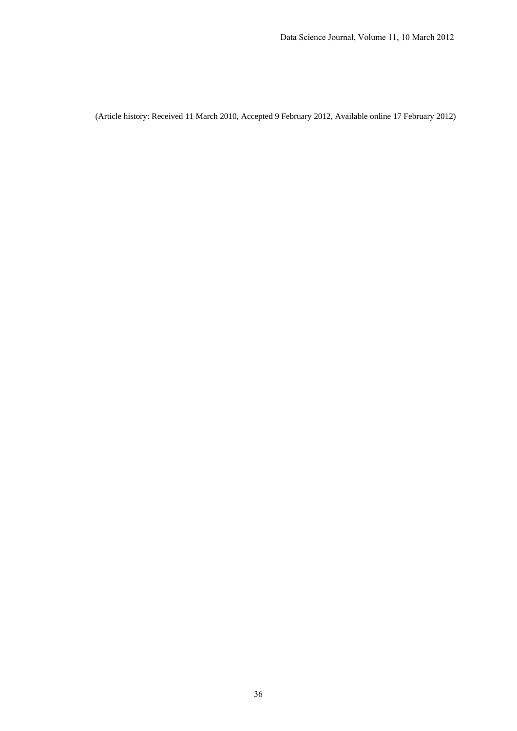(Article history: Received 11 March 2010, Accepted 9 February 2012, Available online 17 February 2012)